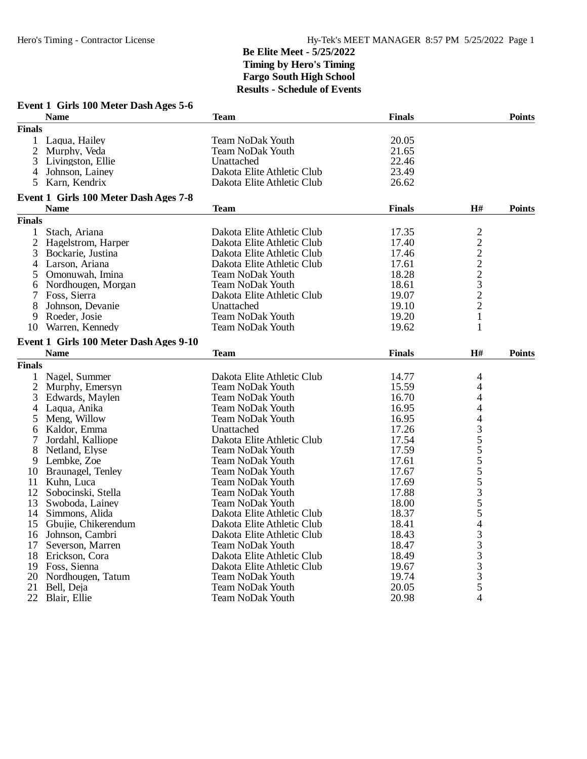# Be Elite Meet - 5/25/2022

**Timing by Hero's Timing**
**Fargo South High School**
**Results - Schedule of Events**

### Event 1 Girls 100 Meter Dash Ages 5-6

| | Name | Team | Finals | Points |
|---|---|---|---|---|
| **Finals** | | | | |
| 1 | Laqua, Hailey | Team NoDak Youth | 20.05 | |
| 2 | Murphy, Veda | Team NoDak Youth | 21.65 | |
| 3 | Livingston, Ellie | Unattached | 22.46 | |
| 4 | Johnson, Lainey | Dakota Elite Athletic Club | 23.49 | |
| 5 | Karn, Kendrix | Dakota Elite Athletic Club | 26.62 | |

### Event 1 Girls 100 Meter Dash Ages 7-8

| | Name | Team | Finals | H# | Points |
|---|---|---|---|---|---|
| **Finals** | | | | | |
| 1 | Stach, Ariana | Dakota Elite Athletic Club | 17.35 | 2 | |
| 2 | Hagelstrom, Harper | Dakota Elite Athletic Club | 17.40 | 2 | |
| 3 | Bockarie, Justina | Dakota Elite Athletic Club | 17.46 | 2 | |
| 4 | Larson, Ariana | Dakota Elite Athletic Club | 17.61 | 2 | |
| 5 | Omonuwah, Imina | Team NoDak Youth | 18.28 | 2 | |
| 6 | Nordhougen, Morgan | Team NoDak Youth | 18.61 | 3 | |
| 7 | Foss, Sierra | Dakota Elite Athletic Club | 19.07 | 2 | |
| 8 | Johnson, Devanie | Unattached | 19.10 | 2 | |
| 9 | Roeder, Josie | Team NoDak Youth | 19.20 | 1 | |
| 10 | Warren, Kennedy | Team NoDak Youth | 19.62 | 1 | |

### Event 1 Girls 100 Meter Dash Ages 9-10

| | Name | Team | Finals | H# | Points |
|---|---|---|---|---|---|
| **Finals** | | | | | |
| 1 | Nagel, Summer | Dakota Elite Athletic Club | 14.77 | 4 | |
| 2 | Murphy, Emersyn | Team NoDak Youth | 15.59 | 4 | |
| 3 | Edwards, Maylen | Team NoDak Youth | 16.70 | 4 | |
| 4 | Laqua, Anika | Team NoDak Youth | 16.95 | 4 | |
| 5 | Meng, Willow | Team NoDak Youth | 16.95 | 4 | |
| 6 | Kaldor, Emma | Unattached | 17.26 | 3 | |
| 7 | Jordahl, Kalliope | Dakota Elite Athletic Club | 17.54 | 5 | |
| 8 | Netland, Elyse | Team NoDak Youth | 17.59 | 5 | |
| 9 | Lembke, Zoe | Team NoDak Youth | 17.61 | 5 | |
| 10 | Braunagel, Tenley | Team NoDak Youth | 17.67 | 5 | |
| 11 | Kuhn, Luca | Team NoDak Youth | 17.69 | 5 | |
| 12 | Sobocinski, Stella | Team NoDak Youth | 17.88 | 3 | |
| 13 | Swoboda, Lainey | Team NoDak Youth | 18.00 | 5 | |
| 14 | Simmons, Alida | Dakota Elite Athletic Club | 18.37 | 5 | |
| 15 | Gbujie, Chikerendum | Dakota Elite Athletic Club | 18.41 | 4 | |
| 16 | Johnson, Cambri | Dakota Elite Athletic Club | 18.43 | 3 | |
| 17 | Severson, Marren | Team NoDak Youth | 18.47 | 3 | |
| 18 | Erickson, Cora | Dakota Elite Athletic Club | 18.49 | 3 | |
| 19 | Foss, Sienna | Dakota Elite Athletic Club | 19.67 | 3 | |
| 20 | Nordhougen, Tatum | Team NoDak Youth | 19.74 | 3 | |
| 21 | Bell, Deja | Team NoDak Youth | 20.05 | 5 | |
| 22 | Blair, Ellie | Team NoDak Youth | 20.98 | 4 | |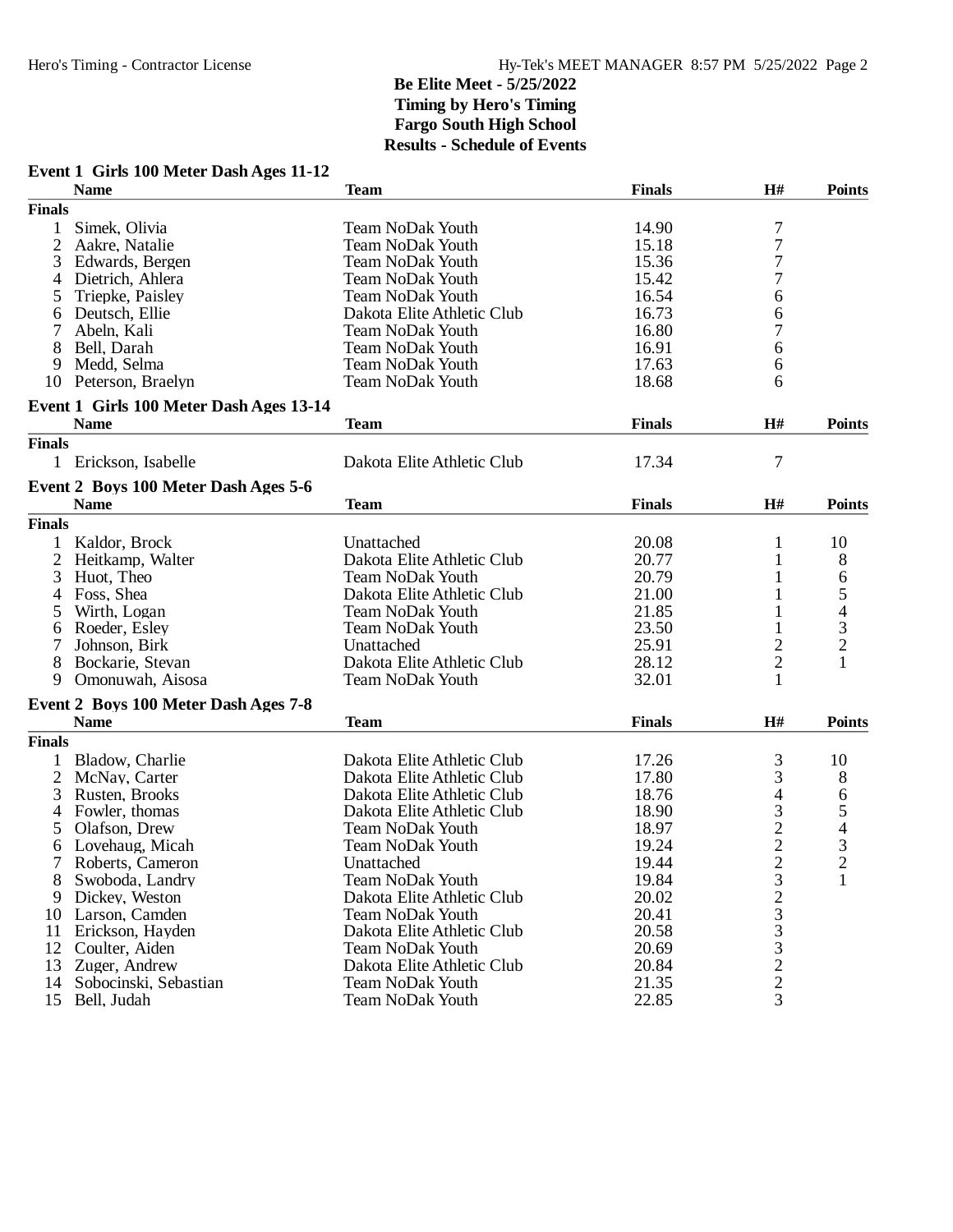# Be Elite Meet - 5/25/2022

**Timing by Hero's Timing**
**Fargo South High School**
**Results - Schedule of Events**

## Event 1 Girls 100 Meter Dash Ages 11-12

| | Name | Team | Finals | H# | Points |
|---|---|---|---|---|---|
| **Finals** | | | | | |
| 1 | Simek, Olivia | Team NoDak Youth | 14.90 | 7 | |
| 2 | Aakre, Natalie | Team NoDak Youth | 15.18 | 7 | |
| 3 | Edwards, Bergen | Team NoDak Youth | 15.36 | 7 | |
| 4 | Dietrich, Ahlera | Team NoDak Youth | 15.42 | 7 | |
| 5 | Triepke, Paisley | Team NoDak Youth | 16.54 | 6 | |
| 6 | Deutsch, Ellie | Dakota Elite Athletic Club | 16.73 | 6 | |
| 7 | Abeln, Kali | Team NoDak Youth | 16.80 | 7 | |
| 8 | Bell, Darah | Team NoDak Youth | 16.91 | 6 | |
| 9 | Medd, Selma | Team NoDak Youth | 17.63 | 6 | |
| 10 | Peterson, Braelyn | Team NoDak Youth | 18.68 | 6 | |

## Event 1 Girls 100 Meter Dash Ages 13-14

| | Name | Team | Finals | H# | Points |
|---|---|---|---|---|---|
| **Finals** | | | | | |
| 1 | Erickson, Isabelle | Dakota Elite Athletic Club | 17.34 | 7 | |

## Event 2 Boys 100 Meter Dash Ages 5-6

| | Name | Team | Finals | H# | Points |
|---|---|---|---|---|---|
| **Finals** | | | | | |
| 1 | Kaldor, Brock | Unattached | 20.08 | 1 | 10 |
| 2 | Heitkamp, Walter | Dakota Elite Athletic Club | 20.77 | 1 | 8 |
| 3 | Huot, Theo | Team NoDak Youth | 20.79 | 1 | 6 |
| 4 | Foss, Shea | Dakota Elite Athletic Club | 21.00 | 1 | 5 |
| 5 | Wirth, Logan | Team NoDak Youth | 21.85 | 1 | 4 |
| 6 | Roeder, Esley | Team NoDak Youth | 23.50 | 1 | 3 |
| 7 | Johnson, Birk | Unattached | 25.91 | 2 | 2 |
| 8 | Bockarie, Stevan | Dakota Elite Athletic Club | 28.12 | 2 | 1 |
| 9 | Omonuwah, Aisosa | Team NoDak Youth | 32.01 | 1 | |

## Event 2 Boys 100 Meter Dash Ages 7-8

| | Name | Team | Finals | H# | Points |
|---|---|---|---|---|---|
| **Finals** | | | | | |
| 1 | Bladow, Charlie | Dakota Elite Athletic Club | 17.26 | 3 | 10 |
| 2 | McNay, Carter | Dakota Elite Athletic Club | 17.80 | 3 | 8 |
| 3 | Rusten, Brooks | Dakota Elite Athletic Club | 18.76 | 4 | 6 |
| 4 | Fowler, thomas | Dakota Elite Athletic Club | 18.90 | 3 | 5 |
| 5 | Olafson, Drew | Team NoDak Youth | 18.97 | 2 | 4 |
| 6 | Lovehaug, Micah | Team NoDak Youth | 19.24 | 2 | 3 |
| 7 | Roberts, Cameron | Unattached | 19.44 | 2 | 2 |
| 8 | Swoboda, Landry | Team NoDak Youth | 19.84 | 3 | 1 |
| 9 | Dickey, Weston | Dakota Elite Athletic Club | 20.02 | 2 | |
| 10 | Larson, Camden | Team NoDak Youth | 20.41 | 3 | |
| 11 | Erickson, Hayden | Dakota Elite Athletic Club | 20.58 | 3 | |
| 12 | Coulter, Aiden | Team NoDak Youth | 20.69 | 3 | |
| 13 | Zuger, Andrew | Dakota Elite Athletic Club | 20.84 | 2 | |
| 14 | Sobocinski, Sebastian | Team NoDak Youth | 21.35 | 2 | |
| 15 | Bell, Judah | Team NoDak Youth | 22.85 | 3 | |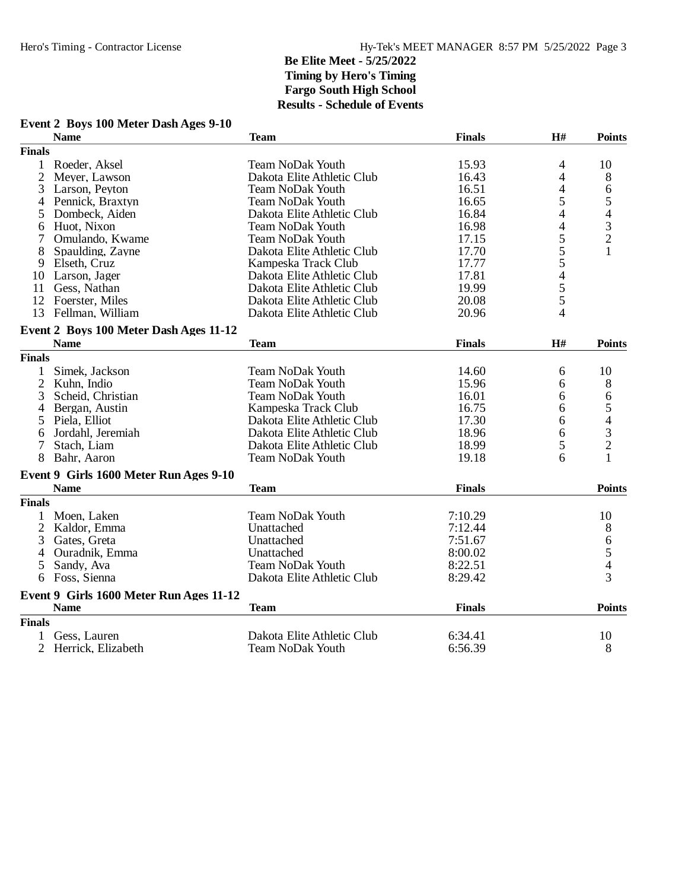**Be Elite Meet - 5/25/2022**
**Timing by Hero's Timing**
**Fargo South High School**
**Results - Schedule of Events**

### Event 2 Boys 100 Meter Dash Ages 9-10

| | Name | Team | Finals | H# | Points |
|---|---|---|---|---|---|
| **Finals** | | | | | |
| 1 | Roeder, Aksel | Team NoDak Youth | 15.93 | 4 | 10 |
| 2 | Meyer, Lawson | Dakota Elite Athletic Club | 16.43 | 4 | 8 |
| 3 | Larson, Peyton | Team NoDak Youth | 16.51 | 4 | 6 |
| 4 | Pennick, Braxtyn | Team NoDak Youth | 16.65 | 5 | 5 |
| 5 | Dombeck, Aiden | Dakota Elite Athletic Club | 16.84 | 4 | 4 |
| 6 | Huot, Nixon | Team NoDak Youth | 16.98 | 4 | 3 |
| 7 | Omulando, Kwame | Team NoDak Youth | 17.15 | 5 | 2 |
| 8 | Spaulding, Zayne | Dakota Elite Athletic Club | 17.70 | 5 | 1 |
| 9 | Elseth, Cruz | Kampeska Track Club | 17.77 | 5 | |
| 10 | Larson, Jager | Dakota Elite Athletic Club | 17.81 | 4 | |
| 11 | Gess, Nathan | Dakota Elite Athletic Club | 19.99 | 5 | |
| 12 | Foerster, Miles | Dakota Elite Athletic Club | 20.08 | 5 | |
| 13 | Fellman, William | Dakota Elite Athletic Club | 20.96 | 4 | |

### Event 2 Boys 100 Meter Dash Ages 11-12

| | Name | Team | Finals | H# | Points |
|---|---|---|---|---|---|
| **Finals** | | | | | |
| 1 | Simek, Jackson | Team NoDak Youth | 14.60 | 6 | 10 |
| 2 | Kuhn, Indio | Team NoDak Youth | 15.96 | 6 | 8 |
| 3 | Scheid, Christian | Team NoDak Youth | 16.01 | 6 | 6 |
| 4 | Bergan, Austin | Kampeska Track Club | 16.75 | 6 | 5 |
| 5 | Piela, Elliot | Dakota Elite Athletic Club | 17.30 | 6 | 4 |
| 6 | Jordahl, Jeremiah | Dakota Elite Athletic Club | 18.96 | 6 | 3 |
| 7 | Stach, Liam | Dakota Elite Athletic Club | 18.99 | 5 | 2 |
| 8 | Bahr, Aaron | Team NoDak Youth | 19.18 | 6 | 1 |

### Event 9 Girls 1600 Meter Run Ages 9-10

| | Name | Team | Finals | Points |
|---|---|---|---|---|
| **Finals** | | | | |
| 1 | Moen, Laken | Team NoDak Youth | 7:10.29 | 10 |
| 2 | Kaldor, Emma | Unattached | 7:12.44 | 8 |
| 3 | Gates, Greta | Unattached | 7:51.67 | 6 |
| 4 | Ouradnik, Emma | Unattached | 8:00.02 | 5 |
| 5 | Sandy, Ava | Team NoDak Youth | 8:22.51 | 4 |
| 6 | Foss, Sienna | Dakota Elite Athletic Club | 8:29.42 | 3 |

### Event 9 Girls 1600 Meter Run Ages 11-12

| | Name | Team | Finals | Points |
|---|---|---|---|---|
| **Finals** | | | | |
| 1 | Gess, Lauren | Dakota Elite Athletic Club | 6:34.41 | 10 |
| 2 | Herrick, Elizabeth | Team NoDak Youth | 6:56.39 | 8 |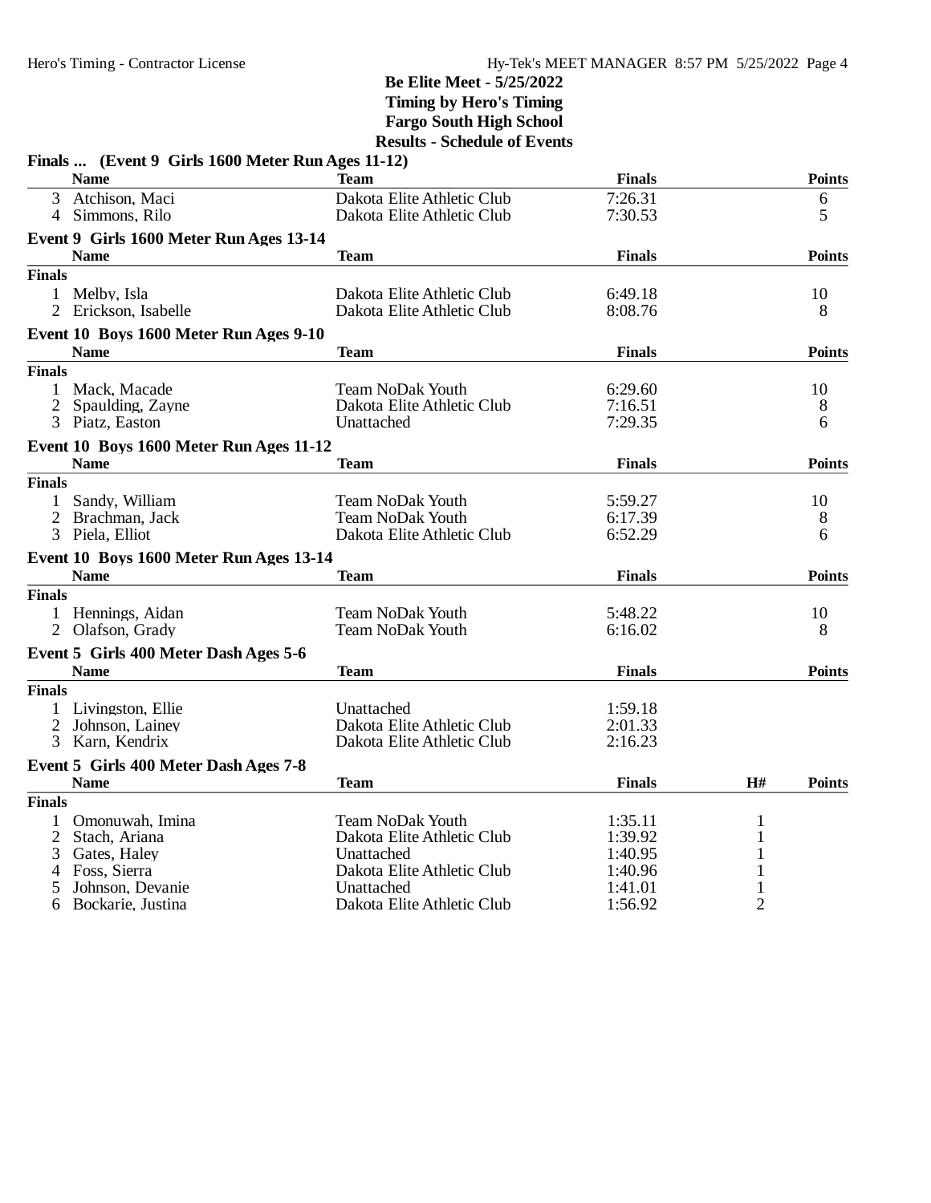**Be Elite Meet - 5/25/2022**
**Timing by Hero's Timing**
**Fargo South High School**
**Results - Schedule of Events**

### Finals ... (Event 9 Girls 1600 Meter Run Ages 11-12)

| | Name | Team | Finals | Points |
|---|---|---|---|---|
| 3 | Atchison, Maci | Dakota Elite Athletic Club | 7:26.31 | 6 |
| 4 | Simmons, Rilo | Dakota Elite Athletic Club | 7:30.53 | 5 |

### Event 9 Girls 1600 Meter Run Ages 13-14

| | Name | Team | Finals | Points |
|---|---|---|---|---|
| **Finals** | | | | |
| 1 | Melby, Isla | Dakota Elite Athletic Club | 6:49.18 | 10 |
| 2 | Erickson, Isabelle | Dakota Elite Athletic Club | 8:08.76 | 8 |

### Event 10 Boys 1600 Meter Run Ages 9-10

| | Name | Team | Finals | Points |
|---|---|---|---|---|
| **Finals** | | | | |
| 1 | Mack, Macade | Team NoDak Youth | 6:29.60 | 10 |
| 2 | Spaulding, Zayne | Dakota Elite Athletic Club | 7:16.51 | 8 |
| 3 | Piatz, Easton | Unattached | 7:29.35 | 6 |

### Event 10 Boys 1600 Meter Run Ages 11-12

| | Name | Team | Finals | Points |
|---|---|---|---|---|
| **Finals** | | | | |
| 1 | Sandy, William | Team NoDak Youth | 5:59.27 | 10 |
| 2 | Brachman, Jack | Team NoDak Youth | 6:17.39 | 8 |
| 3 | Piela, Elliot | Dakota Elite Athletic Club | 6:52.29 | 6 |

### Event 10 Boys 1600 Meter Run Ages 13-14

| | Name | Team | Finals | Points |
|---|---|---|---|---|
| **Finals** | | | | |
| 1 | Hennings, Aidan | Team NoDak Youth | 5:48.22 | 10 |
| 2 | Olafson, Grady | Team NoDak Youth | 6:16.02 | 8 |

### Event 5 Girls 400 Meter Dash Ages 5-6

| | Name | Team | Finals | Points |
|---|---|---|---|---|
| **Finals** | | | | |
| 1 | Livingston, Ellie | Unattached | 1:59.18 | |
| 2 | Johnson, Lainey | Dakota Elite Athletic Club | 2:01.33 | |
| 3 | Karn, Kendrix | Dakota Elite Athletic Club | 2:16.23 | |

### Event 5 Girls 400 Meter Dash Ages 7-8

| | Name | Team | Finals | H# | Points |
|---|---|---|---|---|---|
| **Finals** | | | | | |
| 1 | Omonuwah, Imina | Team NoDak Youth | 1:35.11 | 1 | |
| 2 | Stach, Ariana | Dakota Elite Athletic Club | 1:39.92 | 1 | |
| 3 | Gates, Haley | Unattached | 1:40.95 | 1 | |
| 4 | Foss, Sierra | Dakota Elite Athletic Club | 1:40.96 | 1 | |
| 5 | Johnson, Devanie | Unattached | 1:41.01 | 1 | |
| 6 | Bockarie, Justina | Dakota Elite Athletic Club | 1:56.92 | 2 | |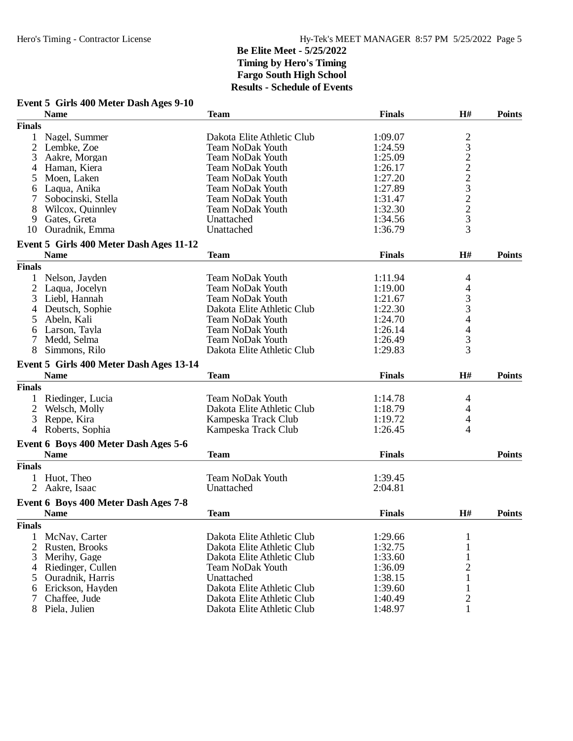# Be Elite Meet - 5/25/2022

**Timing by Hero's Timing**
**Fargo South High School**
**Results - Schedule of Events**

### Event 5 Girls 400 Meter Dash Ages 9-10

| | Name | Team | Finals | H# | Points |
|---|---|---|---|---|---|
| **Finals** | | | | | |
| 1 | Nagel, Summer | Dakota Elite Athletic Club | 1:09.07 | 2 | |
| 2 | Lembke, Zoe | Team NoDak Youth | 1:24.59 | 3 | |
| 3 | Aakre, Morgan | Team NoDak Youth | 1:25.09 | 2 | |
| 4 | Haman, Kiera | Team NoDak Youth | 1:26.17 | 2 | |
| 5 | Moen, Laken | Team NoDak Youth | 1:27.20 | 2 | |
| 6 | Laqua, Anika | Team NoDak Youth | 1:27.89 | 3 | |
| 7 | Sobocinski, Stella | Team NoDak Youth | 1:31.47 | 2 | |
| 8 | Wilcox, Quinnley | Team NoDak Youth | 1:32.30 | 2 | |
| 9 | Gates, Greta | Unattached | 1:34.56 | 3 | |
| 10 | Ouradnik, Emma | Unattached | 1:36.79 | 3 | |

### Event 5 Girls 400 Meter Dash Ages 11-12

| | Name | Team | Finals | H# | Points |
|---|---|---|---|---|---|
| **Finals** | | | | | |
| 1 | Nelson, Jayden | Team NoDak Youth | 1:11.94 | 4 | |
| 2 | Laqua, Jocelyn | Team NoDak Youth | 1:19.00 | 4 | |
| 3 | Liebl, Hannah | Team NoDak Youth | 1:21.67 | 3 | |
| 4 | Deutsch, Sophie | Dakota Elite Athletic Club | 1:22.30 | 3 | |
| 5 | Abeln, Kali | Team NoDak Youth | 1:24.70 | 4 | |
| 6 | Larson, Tayla | Team NoDak Youth | 1:26.14 | 4 | |
| 7 | Medd, Selma | Team NoDak Youth | 1:26.49 | 3 | |
| 8 | Simmons, Rilo | Dakota Elite Athletic Club | 1:29.83 | 3 | |

### Event 5 Girls 400 Meter Dash Ages 13-14

| | Name | Team | Finals | H# | Points |
|---|---|---|---|---|---|
| **Finals** | | | | | |
| 1 | Riedinger, Lucia | Team NoDak Youth | 1:14.78 | 4 | |
| 2 | Welsch, Molly | Dakota Elite Athletic Club | 1:18.79 | 4 | |
| 3 | Reppe, Kira | Kampeska Track Club | 1:19.72 | 4 | |
| 4 | Roberts, Sophia | Kampeska Track Club | 1:26.45 | 4 | |

### Event 6 Boys 400 Meter Dash Ages 5-6

| | Name | Team | Finals | Points |
|---|---|---|---|---|
| **Finals** | | | | |
| 1 | Huot, Theo | Team NoDak Youth | 1:39.45 | |
| 2 | Aakre, Isaac | Unattached | 2:04.81 | |

### Event 6 Boys 400 Meter Dash Ages 7-8

| | Name | Team | Finals | H# | Points |
|---|---|---|---|---|---|
| **Finals** | | | | | |
| 1 | McNay, Carter | Dakota Elite Athletic Club | 1:29.66 | 1 | |
| 2 | Rusten, Brooks | Dakota Elite Athletic Club | 1:32.75 | 1 | |
| 3 | Merihy, Gage | Dakota Elite Athletic Club | 1:33.60 | 1 | |
| 4 | Riedinger, Cullen | Team NoDak Youth | 1:36.09 | 2 | |
| 5 | Ouradnik, Harris | Unattached | 1:38.15 | 1 | |
| 6 | Erickson, Hayden | Dakota Elite Athletic Club | 1:39.60 | 1 | |
| 7 | Chaffee, Jude | Dakota Elite Athletic Club | 1:40.49 | 2 | |
| 8 | Piela, Julien | Dakota Elite Athletic Club | 1:48.97 | 1 | |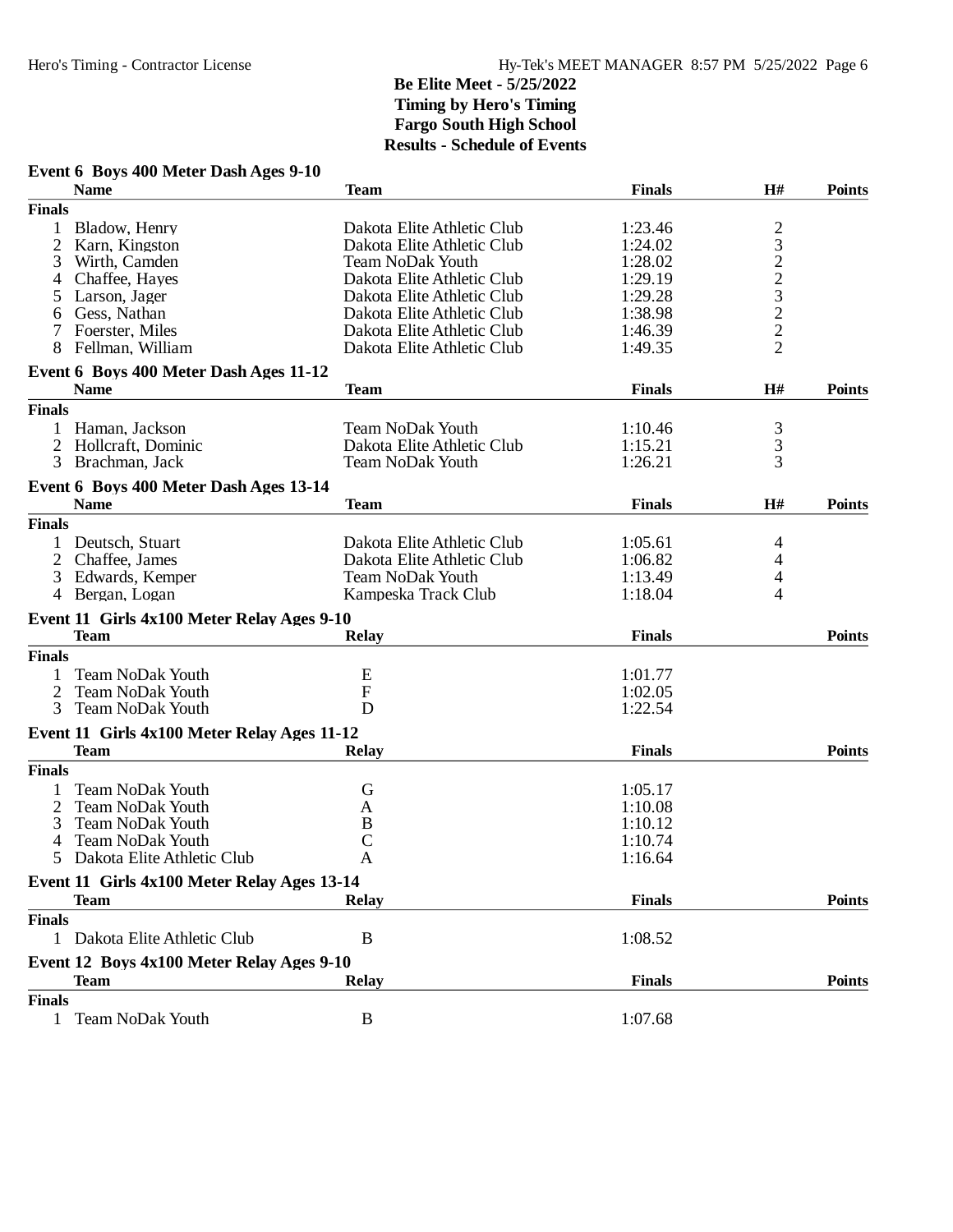**Be Elite Meet - 5/25/2022**
**Timing by Hero's Timing**
**Fargo South High School**
**Results - Schedule of Events**

### Event 6 Boys 400 Meter Dash Ages 9-10

| | Name | Team | Finals | H# | Points |
|---|---|---|---|---|---|
| **Finals** | | | | | |
| 1 | Bladow, Henry | Dakota Elite Athletic Club | 1:23.46 | 2 | |
| 2 | Karn, Kingston | Dakota Elite Athletic Club | 1:24.02 | 3 | |
| 3 | Wirth, Camden | Team NoDak Youth | 1:28.02 | 2 | |
| 4 | Chaffee, Hayes | Dakota Elite Athletic Club | 1:29.19 | 2 | |
| 5 | Larson, Jager | Dakota Elite Athletic Club | 1:29.28 | 3 | |
| 6 | Gess, Nathan | Dakota Elite Athletic Club | 1:38.98 | 2 | |
| 7 | Foerster, Miles | Dakota Elite Athletic Club | 1:46.39 | 2 | |
| 8 | Fellman, William | Dakota Elite Athletic Club | 1:49.35 | 2 | |

### Event 6 Boys 400 Meter Dash Ages 11-12

| | Name | Team | Finals | H# | Points |
|---|---|---|---|---|---|
| **Finals** | | | | | |
| 1 | Haman, Jackson | Team NoDak Youth | 1:10.46 | 3 | |
| 2 | Hollcraft, Dominic | Dakota Elite Athletic Club | 1:15.21 | 3 | |
| 3 | Brachman, Jack | Team NoDak Youth | 1:26.21 | 3 | |

### Event 6 Boys 400 Meter Dash Ages 13-14

| | Name | Team | Finals | H# | Points |
|---|---|---|---|---|---|
| **Finals** | | | | | |
| 1 | Deutsch, Stuart | Dakota Elite Athletic Club | 1:05.61 | 4 | |
| 2 | Chaffee, James | Dakota Elite Athletic Club | 1:06.82 | 4 | |
| 3 | Edwards, Kemper | Team NoDak Youth | 1:13.49 | 4 | |
| 4 | Bergan, Logan | Kampeska Track Club | 1:18.04 | 4 | |

### Event 11 Girls 4x100 Meter Relay Ages 9-10

| | Team | Relay | Finals | Points |
|---|---|---|---|---|
| **Finals** | | | | |
| 1 | Team NoDak Youth | E | 1:01.77 | |
| 2 | Team NoDak Youth | F | 1:02.05 | |
| 3 | Team NoDak Youth | D | 1:22.54 | |

### Event 11 Girls 4x100 Meter Relay Ages 11-12

| | Team | Relay | Finals | Points |
|---|---|---|---|---|
| **Finals** | | | | |
| 1 | Team NoDak Youth | G | 1:05.17 | |
| 2 | Team NoDak Youth | A | 1:10.08 | |
| 3 | Team NoDak Youth | B | 1:10.12 | |
| 4 | Team NoDak Youth | C | 1:10.74 | |
| 5 | Dakota Elite Athletic Club | A | 1:16.64 | |

### Event 11 Girls 4x100 Meter Relay Ages 13-14

| | Team | Relay | Finals | Points |
|---|---|---|---|---|
| **Finals** | | | | |
| 1 | Dakota Elite Athletic Club | B | 1:08.52 | |

### Event 12 Boys 4x100 Meter Relay Ages 9-10

| | Team | Relay | Finals | Points |
|---|---|---|---|---|
| **Finals** | | | | |
| 1 | Team NoDak Youth | B | 1:07.68 | |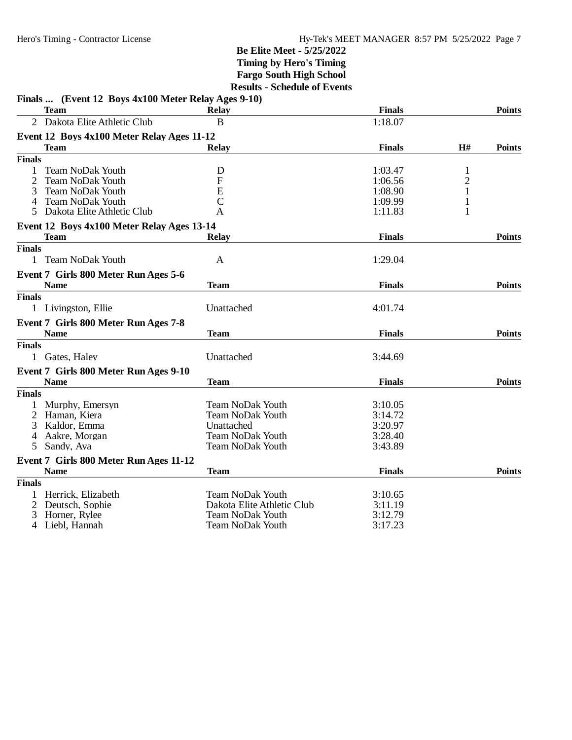**Be Elite Meet - 5/25/2022**
**Timing by Hero's Timing**
**Fargo South High School**
**Results - Schedule of Events**

### Finals ... (Event 12 Boys 4x100 Meter Relay Ages 9-10)

| | Team | Relay | Finals | Points |
|---|---|---|---|---|
| 2 | Dakota Elite Athletic Club | B | 1:18.07 | |

### Event 12 Boys 4x100 Meter Relay Ages 11-12

| | Team | Relay | Finals | H# | Points |
|---|---|---|---|---|---|
| **Finals** | | | | | |
| 1 | Team NoDak Youth | D | 1:03.47 | 1 | |
| 2 | Team NoDak Youth | F | 1:06.56 | 2 | |
| 3 | Team NoDak Youth | E | 1:08.90 | 1 | |
| 4 | Team NoDak Youth | C | 1:09.99 | 1 | |
| 5 | Dakota Elite Athletic Club | A | 1:11.83 | 1 | |

### Event 12 Boys 4x100 Meter Relay Ages 13-14

| | Team | Relay | Finals | Points |
|---|---|---|---|---|
| **Finals** | | | | |
| 1 | Team NoDak Youth | A | 1:29.04 | |

### Event 7 Girls 800 Meter Run Ages 5-6

| | Name | Team | Finals | Points |
|---|---|---|---|---|
| **Finals** | | | | |
| 1 | Livingston, Ellie | Unattached | 4:01.74 | |

### Event 7 Girls 800 Meter Run Ages 7-8

| | Name | Team | Finals | Points |
|---|---|---|---|---|
| **Finals** | | | | |
| 1 | Gates, Haley | Unattached | 3:44.69 | |

### Event 7 Girls 800 Meter Run Ages 9-10

| | Name | Team | Finals | Points |
|---|---|---|---|---|
| **Finals** | | | | |
| 1 | Murphy, Emersyn | Team NoDak Youth | 3:10.05 | |
| 2 | Haman, Kiera | Team NoDak Youth | 3:14.72 | |
| 3 | Kaldor, Emma | Unattached | 3:20.97 | |
| 4 | Aakre, Morgan | Team NoDak Youth | 3:28.40 | |
| 5 | Sandy, Ava | Team NoDak Youth | 3:43.89 | |

### Event 7 Girls 800 Meter Run Ages 11-12

| | Name | Team | Finals | Points |
|---|---|---|---|---|
| **Finals** | | | | |
| 1 | Herrick, Elizabeth | Team NoDak Youth | 3:10.65 | |
| 2 | Deutsch, Sophie | Dakota Elite Athletic Club | 3:11.19 | |
| 3 | Horner, Rylee | Team NoDak Youth | 3:12.79 | |
| 4 | Liebl, Hannah | Team NoDak Youth | 3:17.23 | |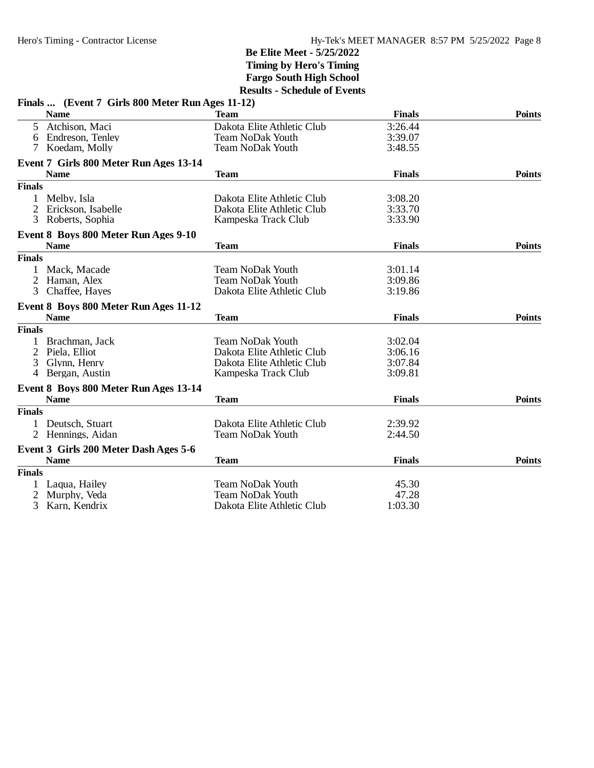**Be Elite Meet - 5/25/2022**
**Timing by Hero's Timing**
**Fargo South High School**
**Results - Schedule of Events**

### Finals ... (Event 7 Girls 800 Meter Run Ages 11-12)

| | Name | Team | Finals | Points |
|---|---|---|---|---|
| 5 | Atchison, Maci | Dakota Elite Athletic Club | 3:26.44 | |
| 6 | Endreson, Tenley | Team NoDak Youth | 3:39.07 | |
| 7 | Koedam, Molly | Team NoDak Youth | 3:48.55 | |

### Event 7 Girls 800 Meter Run Ages 13-14

| | Name | Team | Finals | Points |
|---|---|---|---|---|
| **Finals** | | | | |
| 1 | Melby, Isla | Dakota Elite Athletic Club | 3:08.20 | |
| 2 | Erickson, Isabelle | Dakota Elite Athletic Club | 3:33.70 | |
| 3 | Roberts, Sophia | Kampeska Track Club | 3:33.90 | |

### Event 8 Boys 800 Meter Run Ages 9-10

| | Name | Team | Finals | Points |
|---|---|---|---|---|
| **Finals** | | | | |
| 1 | Mack, Macade | Team NoDak Youth | 3:01.14 | |
| 2 | Haman, Alex | Team NoDak Youth | 3:09.86 | |
| 3 | Chaffee, Hayes | Dakota Elite Athletic Club | 3:19.86 | |

### Event 8 Boys 800 Meter Run Ages 11-12

| | Name | Team | Finals | Points |
|---|---|---|---|---|
| **Finals** | | | | |
| 1 | Brachman, Jack | Team NoDak Youth | 3:02.04 | |
| 2 | Piela, Elliot | Dakota Elite Athletic Club | 3:06.16 | |
| 3 | Glynn, Henry | Dakota Elite Athletic Club | 3:07.84 | |
| 4 | Bergan, Austin | Kampeska Track Club | 3:09.81 | |

### Event 8 Boys 800 Meter Run Ages 13-14

| | Name | Team | Finals | Points |
|---|---|---|---|---|
| **Finals** | | | | |
| 1 | Deutsch, Stuart | Dakota Elite Athletic Club | 2:39.92 | |
| 2 | Hennings, Aidan | Team NoDak Youth | 2:44.50 | |

### Event 3 Girls 200 Meter Dash Ages 5-6

| | Name | Team | Finals | Points |
|---|---|---|---|---|
| **Finals** | | | | |
| 1 | Laqua, Hailey | Team NoDak Youth | 45.30 | |
| 2 | Murphy, Veda | Team NoDak Youth | 47.28 | |
| 3 | Karn, Kendrix | Dakota Elite Athletic Club | 1:03.30 | |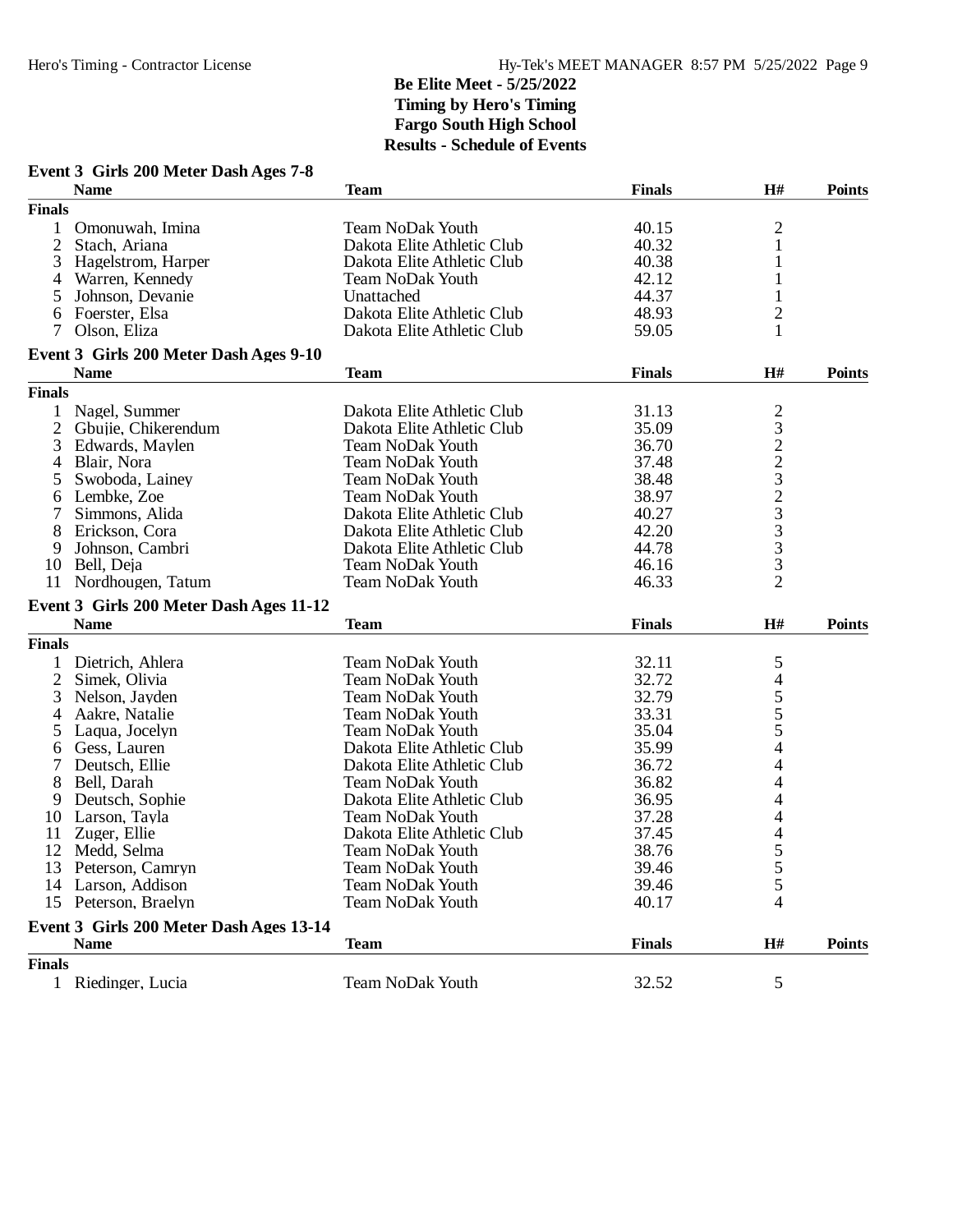## Be Elite Meet - 5/25/2022
## Timing by Hero's Timing
## Fargo South High School
## Results - Schedule of Events

### Event 3 Girls 200 Meter Dash Ages 7-8

| | Name | Team | Finals | H# | Points |
|---|---|---|---|---|---|
| **Finals** | | | | | |
| 1 | Omonuwah, Imina | Team NoDak Youth | 40.15 | 2 | |
| 2 | Stach, Ariana | Dakota Elite Athletic Club | 40.32 | 1 | |
| 3 | Hagelstrom, Harper | Dakota Elite Athletic Club | 40.38 | 1 | |
| 4 | Warren, Kennedy | Team NoDak Youth | 42.12 | 1 | |
| 5 | Johnson, Devanie | Unattached | 44.37 | 1 | |
| 6 | Foerster, Elsa | Dakota Elite Athletic Club | 48.93 | 2 | |
| 7 | Olson, Eliza | Dakota Elite Athletic Club | 59.05 | 1 | |

### Event 3 Girls 200 Meter Dash Ages 9-10

| | Name | Team | Finals | H# | Points |
|---|---|---|---|---|---|
| **Finals** | | | | | |
| 1 | Nagel, Summer | Dakota Elite Athletic Club | 31.13 | 2 | |
| 2 | Gbujie, Chikerendum | Dakota Elite Athletic Club | 35.09 | 3 | |
| 3 | Edwards, Maylen | Team NoDak Youth | 36.70 | 2 | |
| 4 | Blair, Nora | Team NoDak Youth | 37.48 | 2 | |
| 5 | Swoboda, Lainey | Team NoDak Youth | 38.48 | 3 | |
| 6 | Lembke, Zoe | Team NoDak Youth | 38.97 | 2 | |
| 7 | Simmons, Alida | Dakota Elite Athletic Club | 40.27 | 3 | |
| 8 | Erickson, Cora | Dakota Elite Athletic Club | 42.20 | 3 | |
| 9 | Johnson, Cambri | Dakota Elite Athletic Club | 44.78 | 3 | |
| 10 | Bell, Deja | Team NoDak Youth | 46.16 | 3 | |
| 11 | Nordhougen, Tatum | Team NoDak Youth | 46.33 | 2 | |

### Event 3 Girls 200 Meter Dash Ages 11-12

| | Name | Team | Finals | H# | Points |
|---|---|---|---|---|---|
| **Finals** | | | | | |
| 1 | Dietrich, Ahlera | Team NoDak Youth | 32.11 | 5 | |
| 2 | Simek, Olivia | Team NoDak Youth | 32.72 | 4 | |
| 3 | Nelson, Jayden | Team NoDak Youth | 32.79 | 5 | |
| 4 | Aakre, Natalie | Team NoDak Youth | 33.31 | 5 | |
| 5 | Laqua, Jocelyn | Team NoDak Youth | 35.04 | 5 | |
| 6 | Gess, Lauren | Dakota Elite Athletic Club | 35.99 | 4 | |
| 7 | Deutsch, Ellie | Dakota Elite Athletic Club | 36.72 | 4 | |
| 8 | Bell, Darah | Team NoDak Youth | 36.82 | 4 | |
| 9 | Deutsch, Sophie | Dakota Elite Athletic Club | 36.95 | 4 | |
| 10 | Larson, Tayla | Team NoDak Youth | 37.28 | 4 | |
| 11 | Zuger, Ellie | Dakota Elite Athletic Club | 37.45 | 4 | |
| 12 | Medd, Selma | Team NoDak Youth | 38.76 | 5 | |
| 13 | Peterson, Camryn | Team NoDak Youth | 39.46 | 5 | |
| 14 | Larson, Addison | Team NoDak Youth | 39.46 | 5 | |
| 15 | Peterson, Braelyn | Team NoDak Youth | 40.17 | 4 | |

### Event 3 Girls 200 Meter Dash Ages 13-14

| | Name | Team | Finals | H# | Points |
|---|---|---|---|---|---|
| **Finals** | | | | | |
| 1 | Riedinger, Lucia | Team NoDak Youth | 32.52 | 5 | |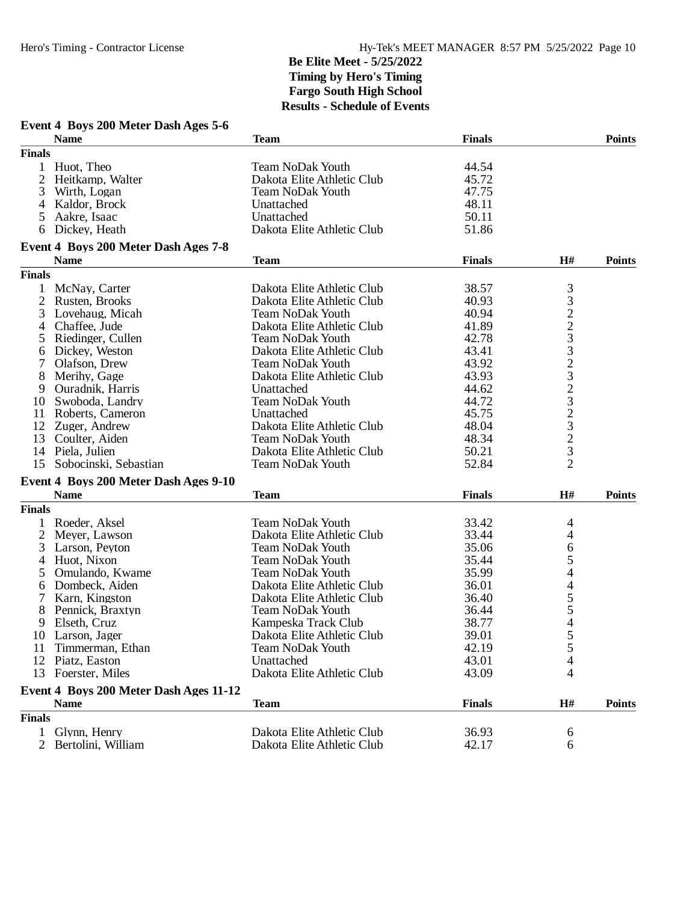## Be Elite Meet - 5/25/2022
## Timing by Hero's Timing
## Fargo South High School
## Results - Schedule of Events

### Event 4 Boys 200 Meter Dash Ages 5-6

| | Name | Team | Finals | Points |
|---|---|---|---|---|
| **Finals** | | | | |
| 1 | Huot, Theo | Team NoDak Youth | 44.54 | |
| 2 | Heitkamp, Walter | Dakota Elite Athletic Club | 45.72 | |
| 3 | Wirth, Logan | Team NoDak Youth | 47.75 | |
| 4 | Kaldor, Brock | Unattached | 48.11 | |
| 5 | Aakre, Isaac | Unattached | 50.11 | |
| 6 | Dickey, Heath | Dakota Elite Athletic Club | 51.86 | |

### Event 4 Boys 200 Meter Dash Ages 7-8

| | Name | Team | Finals | H# | Points |
|---|---|---|---|---|---|
| **Finals** | | | | | |
| 1 | McNay, Carter | Dakota Elite Athletic Club | 38.57 | 3 | |
| 2 | Rusten, Brooks | Dakota Elite Athletic Club | 40.93 | 3 | |
| 3 | Lovehaug, Micah | Team NoDak Youth | 40.94 | 2 | |
| 4 | Chaffee, Jude | Dakota Elite Athletic Club | 41.89 | 2 | |
| 5 | Riedinger, Cullen | Team NoDak Youth | 42.78 | 3 | |
| 6 | Dickey, Weston | Dakota Elite Athletic Club | 43.41 | 3 | |
| 7 | Olafson, Drew | Team NoDak Youth | 43.92 | 2 | |
| 8 | Merihy, Gage | Dakota Elite Athletic Club | 43.93 | 3 | |
| 9 | Ouradnik, Harris | Unattached | 44.62 | 2 | |
| 10 | Swoboda, Landry | Team NoDak Youth | 44.72 | 3 | |
| 11 | Roberts, Cameron | Unattached | 45.75 | 2 | |
| 12 | Zuger, Andrew | Dakota Elite Athletic Club | 48.04 | 3 | |
| 13 | Coulter, Aiden | Team NoDak Youth | 48.34 | 2 | |
| 14 | Piela, Julien | Dakota Elite Athletic Club | 50.21 | 3 | |
| 15 | Sobocinski, Sebastian | Team NoDak Youth | 52.84 | 2 | |

### Event 4 Boys 200 Meter Dash Ages 9-10

| | Name | Team | Finals | H# | Points |
|---|---|---|---|---|---|
| **Finals** | | | | | |
| 1 | Roeder, Aksel | Team NoDak Youth | 33.42 | 4 | |
| 2 | Meyer, Lawson | Dakota Elite Athletic Club | 33.44 | 4 | |
| 3 | Larson, Peyton | Team NoDak Youth | 35.06 | 6 | |
| 4 | Huot, Nixon | Team NoDak Youth | 35.44 | 5 | |
| 5 | Omulando, Kwame | Team NoDak Youth | 35.99 | 4 | |
| 6 | Dombeck, Aiden | Dakota Elite Athletic Club | 36.01 | 4 | |
| 7 | Karn, Kingston | Dakota Elite Athletic Club | 36.40 | 5 | |
| 8 | Pennick, Braxtyn | Team NoDak Youth | 36.44 | 5 | |
| 9 | Elseth, Cruz | Kampeska Track Club | 38.77 | 4 | |
| 10 | Larson, Jager | Dakota Elite Athletic Club | 39.01 | 5 | |
| 11 | Timmerman, Ethan | Team NoDak Youth | 42.19 | 5 | |
| 12 | Piatz, Easton | Unattached | 43.01 | 4 | |
| 13 | Foerster, Miles | Dakota Elite Athletic Club | 43.09 | 4 | |

### Event 4 Boys 200 Meter Dash Ages 11-12

| | Name | Team | Finals | H# | Points |
|---|---|---|---|---|---|
| **Finals** | | | | | |
| 1 | Glynn, Henry | Dakota Elite Athletic Club | 36.93 | 6 | |
| 2 | Bertolini, William | Dakota Elite Athletic Club | 42.17 | 6 | |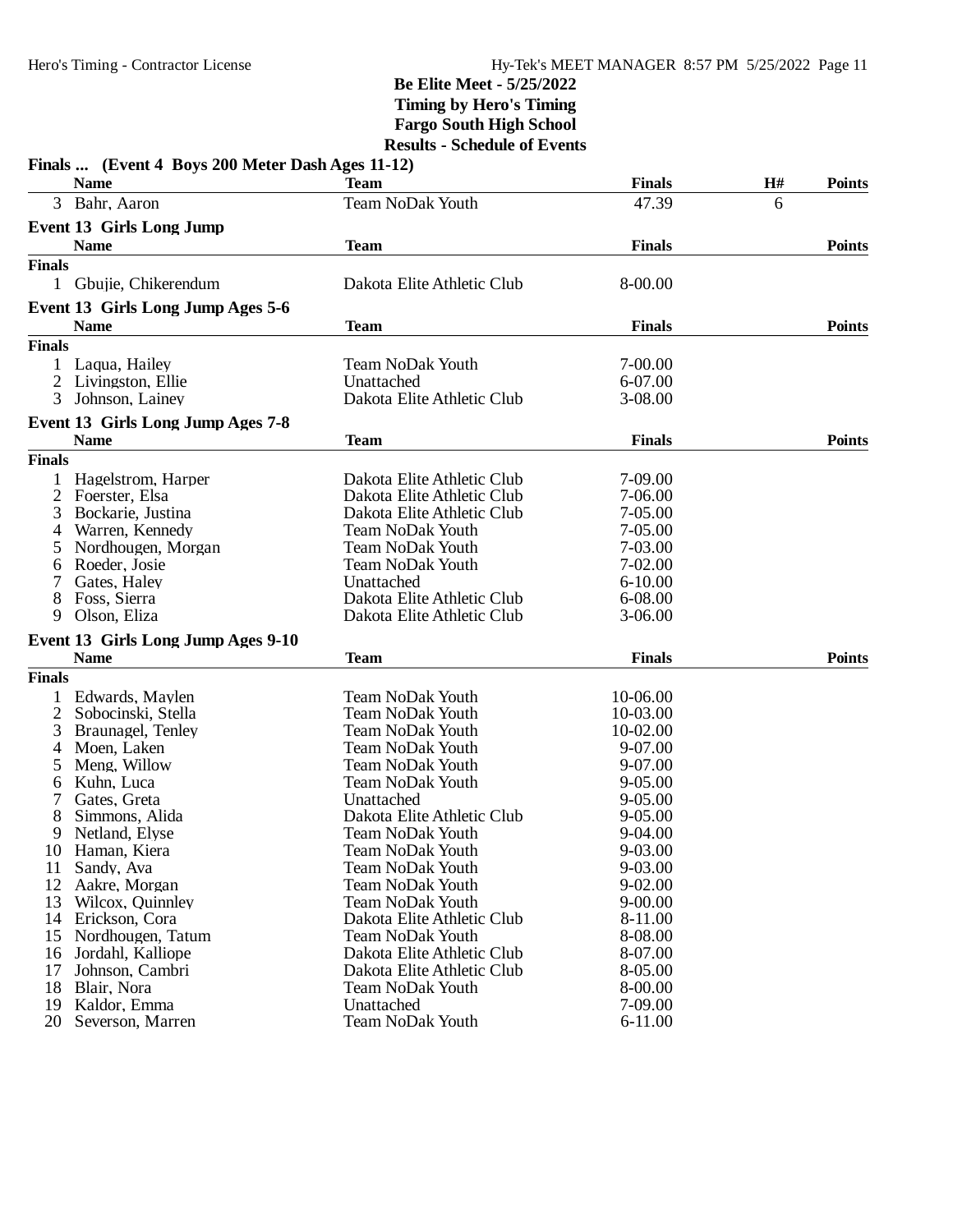**Be Elite Meet - 5/25/2022**
**Timing by Hero's Timing**
**Fargo South High School**
**Results - Schedule of Events**

### Finals ... (Event 4 Boys 200 Meter Dash Ages 11-12)

| | Name | Team | Finals | H# | Points |
|---|---|---|---|---|---|
| 3 | Bahr, Aaron | Team NoDak Youth | 47.39 | 6 | |

### Event 13 Girls Long Jump

| | Name | Team | Finals | Points |
|---|---|---|---|---|
| **Finals** | | | | |
| 1 | Gbujie, Chikerendum | Dakota Elite Athletic Club | 8-00.00 | |

### Event 13 Girls Long Jump Ages 5-6

| | Name | Team | Finals | Points |
|---|---|---|---|---|
| **Finals** | | | | |
| 1 | Laqua, Hailey | Team NoDak Youth | 7-00.00 | |
| 2 | Livingston, Ellie | Unattached | 6-07.00 | |
| 3 | Johnson, Lainey | Dakota Elite Athletic Club | 3-08.00 | |

### Event 13 Girls Long Jump Ages 7-8

| | Name | Team | Finals | Points |
|---|---|---|---|---|
| **Finals** | | | | |
| 1 | Hagelstrom, Harper | Dakota Elite Athletic Club | 7-09.00 | |
| 2 | Foerster, Elsa | Dakota Elite Athletic Club | 7-06.00 | |
| 3 | Bockarie, Justina | Dakota Elite Athletic Club | 7-05.00 | |
| 4 | Warren, Kennedy | Team NoDak Youth | 7-05.00 | |
| 5 | Nordhougen, Morgan | Team NoDak Youth | 7-03.00 | |
| 6 | Roeder, Josie | Team NoDak Youth | 7-02.00 | |
| 7 | Gates, Haley | Unattached | 6-10.00 | |
| 8 | Foss, Sierra | Dakota Elite Athletic Club | 6-08.00 | |
| 9 | Olson, Eliza | Dakota Elite Athletic Club | 3-06.00 | |

### Event 13 Girls Long Jump Ages 9-10

| | Name | Team | Finals | Points |
|---|---|---|---|---|
| **Finals** | | | | |
| 1 | Edwards, Maylen | Team NoDak Youth | 10-06.00 | |
| 2 | Sobocinski, Stella | Team NoDak Youth | 10-03.00 | |
| 3 | Braunagel, Tenley | Team NoDak Youth | 10-02.00 | |
| 4 | Moen, Laken | Team NoDak Youth | 9-07.00 | |
| 5 | Meng, Willow | Team NoDak Youth | 9-07.00 | |
| 6 | Kuhn, Luca | Team NoDak Youth | 9-05.00 | |
| 7 | Gates, Greta | Unattached | 9-05.00 | |
| 8 | Simmons, Alida | Dakota Elite Athletic Club | 9-05.00 | |
| 9 | Netland, Elyse | Team NoDak Youth | 9-04.00 | |
| 10 | Haman, Kiera | Team NoDak Youth | 9-03.00 | |
| 11 | Sandy, Ava | Team NoDak Youth | 9-03.00 | |
| 12 | Aakre, Morgan | Team NoDak Youth | 9-02.00 | |
| 13 | Wilcox, Quinnley | Team NoDak Youth | 9-00.00 | |
| 14 | Erickson, Cora | Dakota Elite Athletic Club | 8-11.00 | |
| 15 | Nordhougen, Tatum | Team NoDak Youth | 8-08.00 | |
| 16 | Jordahl, Kalliope | Dakota Elite Athletic Club | 8-07.00 | |
| 17 | Johnson, Cambri | Dakota Elite Athletic Club | 8-05.00 | |
| 18 | Blair, Nora | Team NoDak Youth | 8-00.00 | |
| 19 | Kaldor, Emma | Unattached | 7-09.00 | |
| 20 | Severson, Marren | Team NoDak Youth | 6-11.00 | |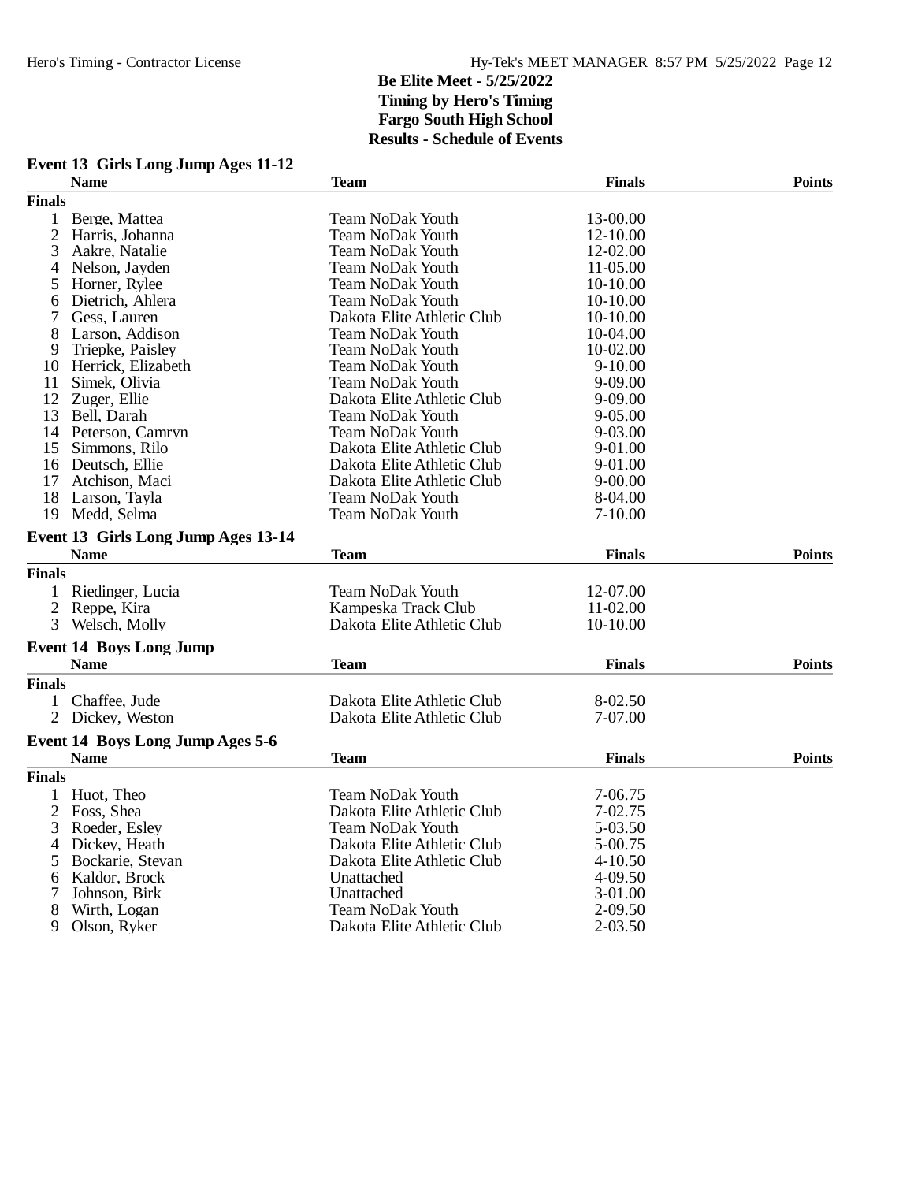# Be Elite Meet - 5/25/2022
## Timing by Hero's Timing
## Fargo South High School
## Results - Schedule of Events

### Event 13 Girls Long Jump Ages 11-12

| | Name | Team | Finals | Points |
|---|---|---|---|---|
| **Finals** | | | | |
| 1 | Berge, Mattea | Team NoDak Youth | 13-00.00 | |
| 2 | Harris, Johanna | Team NoDak Youth | 12-10.00 | |
| 3 | Aakre, Natalie | Team NoDak Youth | 12-02.00 | |
| 4 | Nelson, Jayden | Team NoDak Youth | 11-05.00 | |
| 5 | Horner, Rylee | Team NoDak Youth | 10-10.00 | |
| 6 | Dietrich, Ahlera | Team NoDak Youth | 10-10.00 | |
| 7 | Gess, Lauren | Dakota Elite Athletic Club | 10-10.00 | |
| 8 | Larson, Addison | Team NoDak Youth | 10-04.00 | |
| 9 | Triepke, Paisley | Team NoDak Youth | 10-02.00 | |
| 10 | Herrick, Elizabeth | Team NoDak Youth | 9-10.00 | |
| 11 | Simek, Olivia | Team NoDak Youth | 9-09.00 | |
| 12 | Zuger, Ellie | Dakota Elite Athletic Club | 9-09.00 | |
| 13 | Bell, Darah | Team NoDak Youth | 9-05.00 | |
| 14 | Peterson, Camryn | Team NoDak Youth | 9-03.00 | |
| 15 | Simmons, Rilo | Dakota Elite Athletic Club | 9-01.00 | |
| 16 | Deutsch, Ellie | Dakota Elite Athletic Club | 9-01.00 | |
| 17 | Atchison, Maci | Dakota Elite Athletic Club | 9-00.00 | |
| 18 | Larson, Tayla | Team NoDak Youth | 8-04.00 | |
| 19 | Medd, Selma | Team NoDak Youth | 7-10.00 | |

### Event 13 Girls Long Jump Ages 13-14

| | Name | Team | Finals | Points |
|---|---|---|---|---|
| **Finals** | | | | |
| 1 | Riedinger, Lucia | Team NoDak Youth | 12-07.00 | |
| 2 | Reppe, Kira | Kampeska Track Club | 11-02.00 | |
| 3 | Welsch, Molly | Dakota Elite Athletic Club | 10-10.00 | |

### Event 14 Boys Long Jump

| | Name | Team | Finals | Points |
|---|---|---|---|---|
| **Finals** | | | | |
| 1 | Chaffee, Jude | Dakota Elite Athletic Club | 8-02.50 | |
| 2 | Dickey, Weston | Dakota Elite Athletic Club | 7-07.00 | |

### Event 14 Boys Long Jump Ages 5-6

| | Name | Team | Finals | Points |
|---|---|---|---|---|
| **Finals** | | | | |
| 1 | Huot, Theo | Team NoDak Youth | 7-06.75 | |
| 2 | Foss, Shea | Dakota Elite Athletic Club | 7-02.75 | |
| 3 | Roeder, Esley | Team NoDak Youth | 5-03.50 | |
| 4 | Dickey, Heath | Dakota Elite Athletic Club | 5-00.75 | |
| 5 | Bockarie, Stevan | Dakota Elite Athletic Club | 4-10.50 | |
| 6 | Kaldor, Brock | Unattached | 4-09.50 | |
| 7 | Johnson, Birk | Unattached | 3-01.00 | |
| 8 | Wirth, Logan | Team NoDak Youth | 2-09.50 | |
| 9 | Olson, Ryker | Dakota Elite Athletic Club | 2-03.50 | |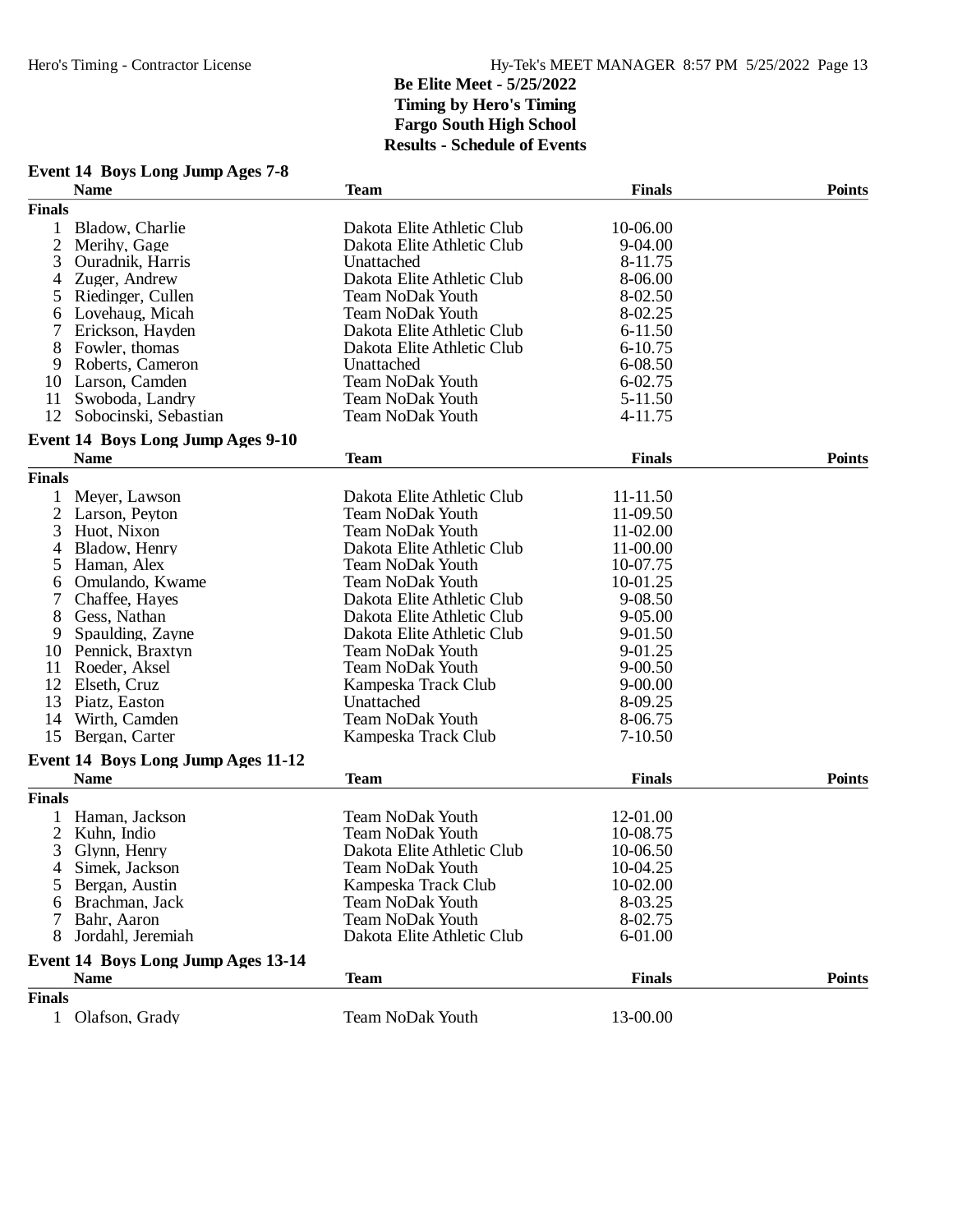## Be Elite Meet - 5/25/2022
## Timing by Hero's Timing
## Fargo South High School
## Results - Schedule of Events

### Event 14 Boys Long Jump Ages 7-8

| | Name | Team | Finals | Points |
|---|---|---|---|---|
| **Finals** | | | | |
| 1 | Bladow, Charlie | Dakota Elite Athletic Club | 10-06.00 | |
| 2 | Merihy, Gage | Dakota Elite Athletic Club | 9-04.00 | |
| 3 | Ouradnik, Harris | Unattached | 8-11.75 | |
| 4 | Zuger, Andrew | Dakota Elite Athletic Club | 8-06.00 | |
| 5 | Riedinger, Cullen | Team NoDak Youth | 8-02.50 | |
| 6 | Lovehaug, Micah | Team NoDak Youth | 8-02.25 | |
| 7 | Erickson, Hayden | Dakota Elite Athletic Club | 6-11.50 | |
| 8 | Fowler, thomas | Dakota Elite Athletic Club | 6-10.75 | |
| 9 | Roberts, Cameron | Unattached | 6-08.50 | |
| 10 | Larson, Camden | Team NoDak Youth | 6-02.75 | |
| 11 | Swoboda, Landry | Team NoDak Youth | 5-11.50 | |
| 12 | Sobocinski, Sebastian | Team NoDak Youth | 4-11.75 | |

### Event 14 Boys Long Jump Ages 9-10

| | Name | Team | Finals | Points |
|---|---|---|---|---|
| **Finals** | | | | |
| 1 | Meyer, Lawson | Dakota Elite Athletic Club | 11-11.50 | |
| 2 | Larson, Peyton | Team NoDak Youth | 11-09.50 | |
| 3 | Huot, Nixon | Team NoDak Youth | 11-02.00 | |
| 4 | Bladow, Henry | Dakota Elite Athletic Club | 11-00.00 | |
| 5 | Haman, Alex | Team NoDak Youth | 10-07.75 | |
| 6 | Omulando, Kwame | Team NoDak Youth | 10-01.25 | |
| 7 | Chaffee, Hayes | Dakota Elite Athletic Club | 9-08.50 | |
| 8 | Gess, Nathan | Dakota Elite Athletic Club | 9-05.00 | |
| 9 | Spaulding, Zayne | Dakota Elite Athletic Club | 9-01.50 | |
| 10 | Pennick, Braxtyn | Team NoDak Youth | 9-01.25 | |
| 11 | Roeder, Aksel | Team NoDak Youth | 9-00.50 | |
| 12 | Elseth, Cruz | Kampeska Track Club | 9-00.00 | |
| 13 | Piatz, Easton | Unattached | 8-09.25 | |
| 14 | Wirth, Camden | Team NoDak Youth | 8-06.75 | |
| 15 | Bergan, Carter | Kampeska Track Club | 7-10.50 | |

### Event 14 Boys Long Jump Ages 11-12

| | Name | Team | Finals | Points |
|---|---|---|---|---|
| **Finals** | | | | |
| 1 | Haman, Jackson | Team NoDak Youth | 12-01.00 | |
| 2 | Kuhn, Indio | Team NoDak Youth | 10-08.75 | |
| 3 | Glynn, Henry | Dakota Elite Athletic Club | 10-06.50 | |
| 4 | Simek, Jackson | Team NoDak Youth | 10-04.25 | |
| 5 | Bergan, Austin | Kampeska Track Club | 10-02.00 | |
| 6 | Brachman, Jack | Team NoDak Youth | 8-03.25 | |
| 7 | Bahr, Aaron | Team NoDak Youth | 8-02.75 | |
| 8 | Jordahl, Jeremiah | Dakota Elite Athletic Club | 6-01.00 | |

### Event 14 Boys Long Jump Ages 13-14

| | Name | Team | Finals | Points |
|---|---|---|---|---|
| **Finals** | | | | |
| 1 | Olafson, Grady | Team NoDak Youth | 13-00.00 | |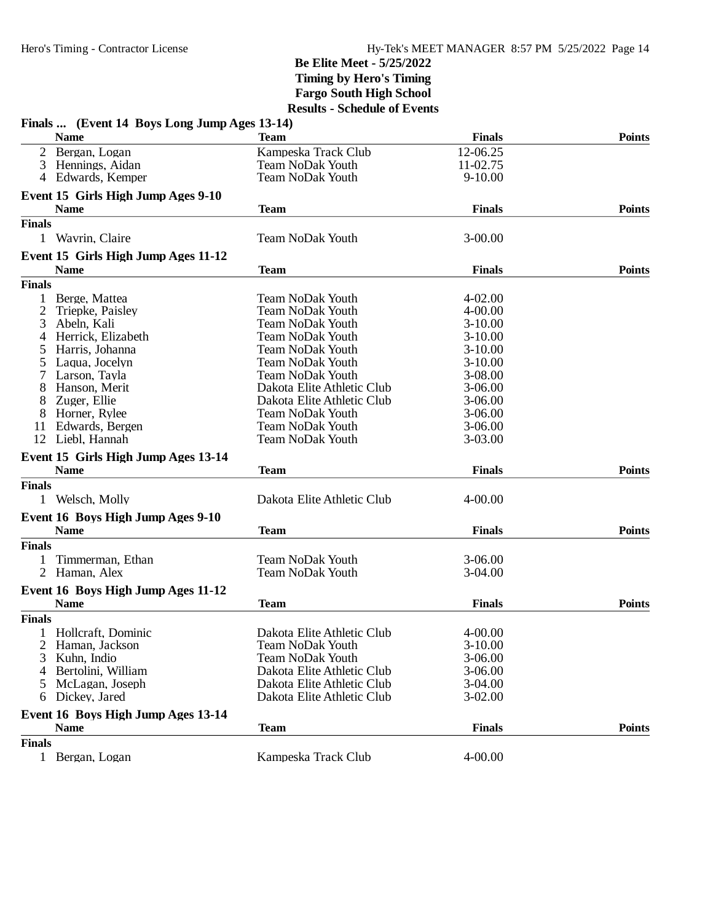## Be Elite Meet - 5/25/2022
**Timing by Hero's Timing**
**Fargo South High School**
**Results - Schedule of Events**

### Finals ... (Event 14 Boys Long Jump Ages 13-14)

| | Name | Team | Finals | Points |
|---|---|---|---|---|
| 2 | Bergan, Logan | Kampeska Track Club | 12-06.25 | |
| 3 | Hennings, Aidan | Team NoDak Youth | 11-02.75 | |
| 4 | Edwards, Kemper | Team NoDak Youth | 9-10.00 | |

### Event 15 Girls High Jump Ages 9-10

| | Name | Team | Finals | Points |
|---|---|---|---|---|
| **Finals** | | | | |
| 1 | Wavrin, Claire | Team NoDak Youth | 3-00.00 | |

### Event 15 Girls High Jump Ages 11-12

| | Name | Team | Finals | Points |
|---|---|---|---|---|
| **Finals** | | | | |
| 1 | Berge, Mattea | Team NoDak Youth | 4-02.00 | |
| 2 | Triepke, Paisley | Team NoDak Youth | 4-00.00 | |
| 3 | Abeln, Kali | Team NoDak Youth | 3-10.00 | |
| 4 | Herrick, Elizabeth | Team NoDak Youth | 3-10.00 | |
| 5 | Harris, Johanna | Team NoDak Youth | 3-10.00 | |
| 5 | Laqua, Jocelyn | Team NoDak Youth | 3-10.00 | |
| 7 | Larson, Tayla | Team NoDak Youth | 3-08.00 | |
| 8 | Hanson, Merit | Dakota Elite Athletic Club | 3-06.00 | |
| 8 | Zuger, Ellie | Dakota Elite Athletic Club | 3-06.00 | |
| 8 | Horner, Rylee | Team NoDak Youth | 3-06.00 | |
| 11 | Edwards, Bergen | Team NoDak Youth | 3-06.00 | |
| 12 | Liebl, Hannah | Team NoDak Youth | 3-03.00 | |

### Event 15 Girls High Jump Ages 13-14

| | Name | Team | Finals | Points |
|---|---|---|---|---|
| **Finals** | | | | |
| 1 | Welsch, Molly | Dakota Elite Athletic Club | 4-00.00 | |

### Event 16 Boys High Jump Ages 9-10

| | Name | Team | Finals | Points |
|---|---|---|---|---|
| **Finals** | | | | |
| 1 | Timmerman, Ethan | Team NoDak Youth | 3-06.00 | |
| 2 | Haman, Alex | Team NoDak Youth | 3-04.00 | |

### Event 16 Boys High Jump Ages 11-12

| | Name | Team | Finals | Points |
|---|---|---|---|---|
| **Finals** | | | | |
| 1 | Hollcraft, Dominic | Dakota Elite Athletic Club | 4-00.00 | |
| 2 | Haman, Jackson | Team NoDak Youth | 3-10.00 | |
| 3 | Kuhn, Indio | Team NoDak Youth | 3-06.00 | |
| 4 | Bertolini, William | Dakota Elite Athletic Club | 3-06.00 | |
| 5 | McLagan, Joseph | Dakota Elite Athletic Club | 3-04.00 | |
| 6 | Dickey, Jared | Dakota Elite Athletic Club | 3-02.00 | |

### Event 16 Boys High Jump Ages 13-14

| | Name | Team | Finals | Points |
|---|---|---|---|---|
| **Finals** | | | | |
| 1 | Bergan, Logan | Kampeska Track Club | 4-00.00 | |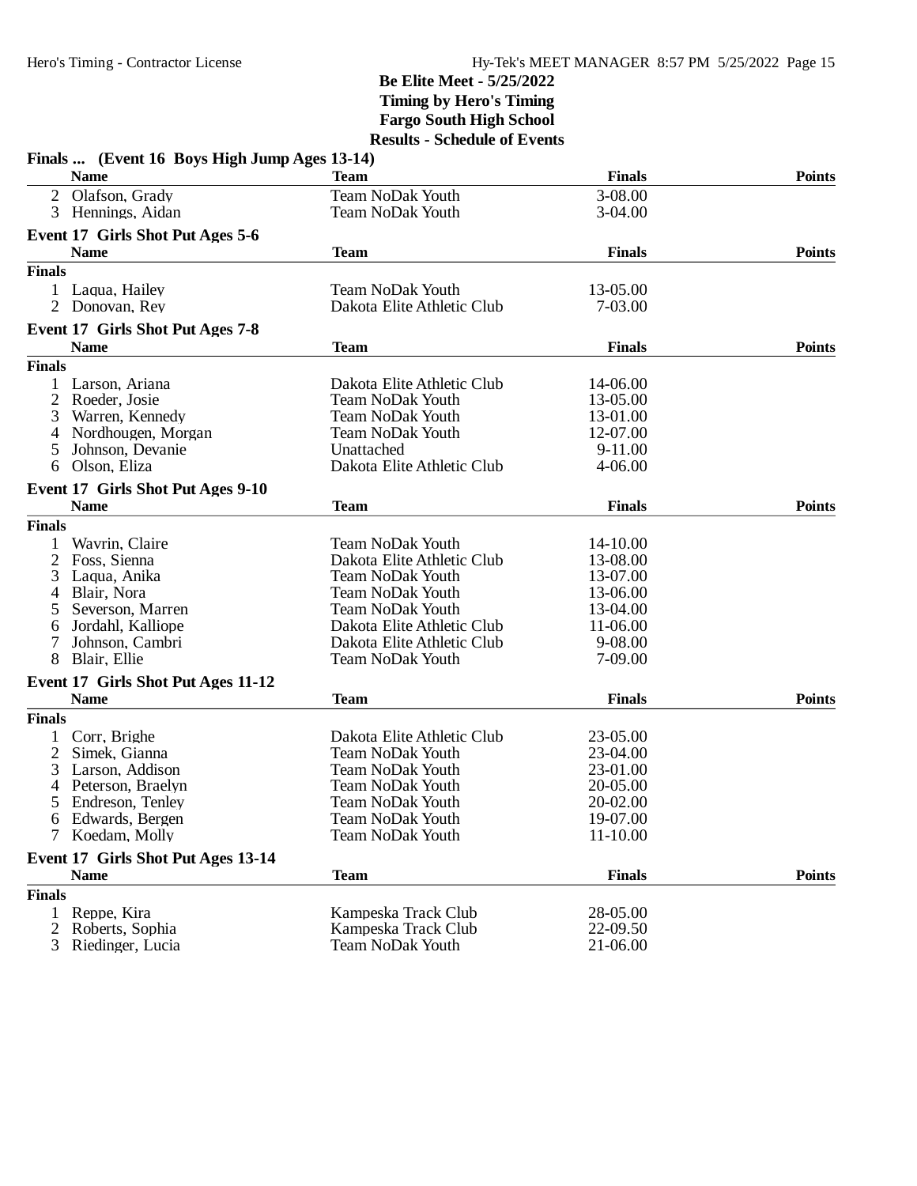**Be Elite Meet - 5/25/2022**
**Timing by Hero's Timing**
**Fargo South High School**
**Results - Schedule of Events**

### Finals ... (Event 16 Boys High Jump Ages 13-14)

| | Name | Team | Finals | Points |
|---|---|---|---|---|
| 2 | Olafson, Grady | Team NoDak Youth | 3-08.00 | |
| 3 | Hennings, Aidan | Team NoDak Youth | 3-04.00 | |

### Event 17 Girls Shot Put Ages 5-6

| | Name | Team | Finals | Points |
|---|---|---|---|---|
| **Finals** | | | | |
| 1 | Laqua, Hailey | Team NoDak Youth | 13-05.00 | |
| 2 | Donovan, Rey | Dakota Elite Athletic Club | 7-03.00 | |

### Event 17 Girls Shot Put Ages 7-8

| | Name | Team | Finals | Points |
|---|---|---|---|---|
| **Finals** | | | | |
| 1 | Larson, Ariana | Dakota Elite Athletic Club | 14-06.00 | |
| 2 | Roeder, Josie | Team NoDak Youth | 13-05.00 | |
| 3 | Warren, Kennedy | Team NoDak Youth | 13-01.00 | |
| 4 | Nordhougen, Morgan | Team NoDak Youth | 12-07.00 | |
| 5 | Johnson, Devanie | Unattached | 9-11.00 | |
| 6 | Olson, Eliza | Dakota Elite Athletic Club | 4-06.00 | |

### Event 17 Girls Shot Put Ages 9-10

| | Name | Team | Finals | Points |
|---|---|---|---|---|
| **Finals** | | | | |
| 1 | Wavrin, Claire | Team NoDak Youth | 14-10.00 | |
| 2 | Foss, Sienna | Dakota Elite Athletic Club | 13-08.00 | |
| 3 | Laqua, Anika | Team NoDak Youth | 13-07.00 | |
| 4 | Blair, Nora | Team NoDak Youth | 13-06.00 | |
| 5 | Severson, Marren | Team NoDak Youth | 13-04.00 | |
| 6 | Jordahl, Kalliope | Dakota Elite Athletic Club | 11-06.00 | |
| 7 | Johnson, Cambri | Dakota Elite Athletic Club | 9-08.00 | |
| 8 | Blair, Ellie | Team NoDak Youth | 7-09.00 | |

### Event 17 Girls Shot Put Ages 11-12

| | Name | Team | Finals | Points |
|---|---|---|---|---|
| **Finals** | | | | |
| 1 | Corr, Brighe | Dakota Elite Athletic Club | 23-05.00 | |
| 2 | Simek, Gianna | Team NoDak Youth | 23-04.00 | |
| 3 | Larson, Addison | Team NoDak Youth | 23-01.00 | |
| 4 | Peterson, Braelyn | Team NoDak Youth | 20-05.00 | |
| 5 | Endreson, Tenley | Team NoDak Youth | 20-02.00 | |
| 6 | Edwards, Bergen | Team NoDak Youth | 19-07.00 | |
| 7 | Koedam, Molly | Team NoDak Youth | 11-10.00 | |

### Event 17 Girls Shot Put Ages 13-14

| | Name | Team | Finals | Points |
|---|---|---|---|---|
| **Finals** | | | | |
| 1 | Reppe, Kira | Kampeska Track Club | 28-05.00 | |
| 2 | Roberts, Sophia | Kampeska Track Club | 22-09.50 | |
| 3 | Riedinger, Lucia | Team NoDak Youth | 21-06.00 | |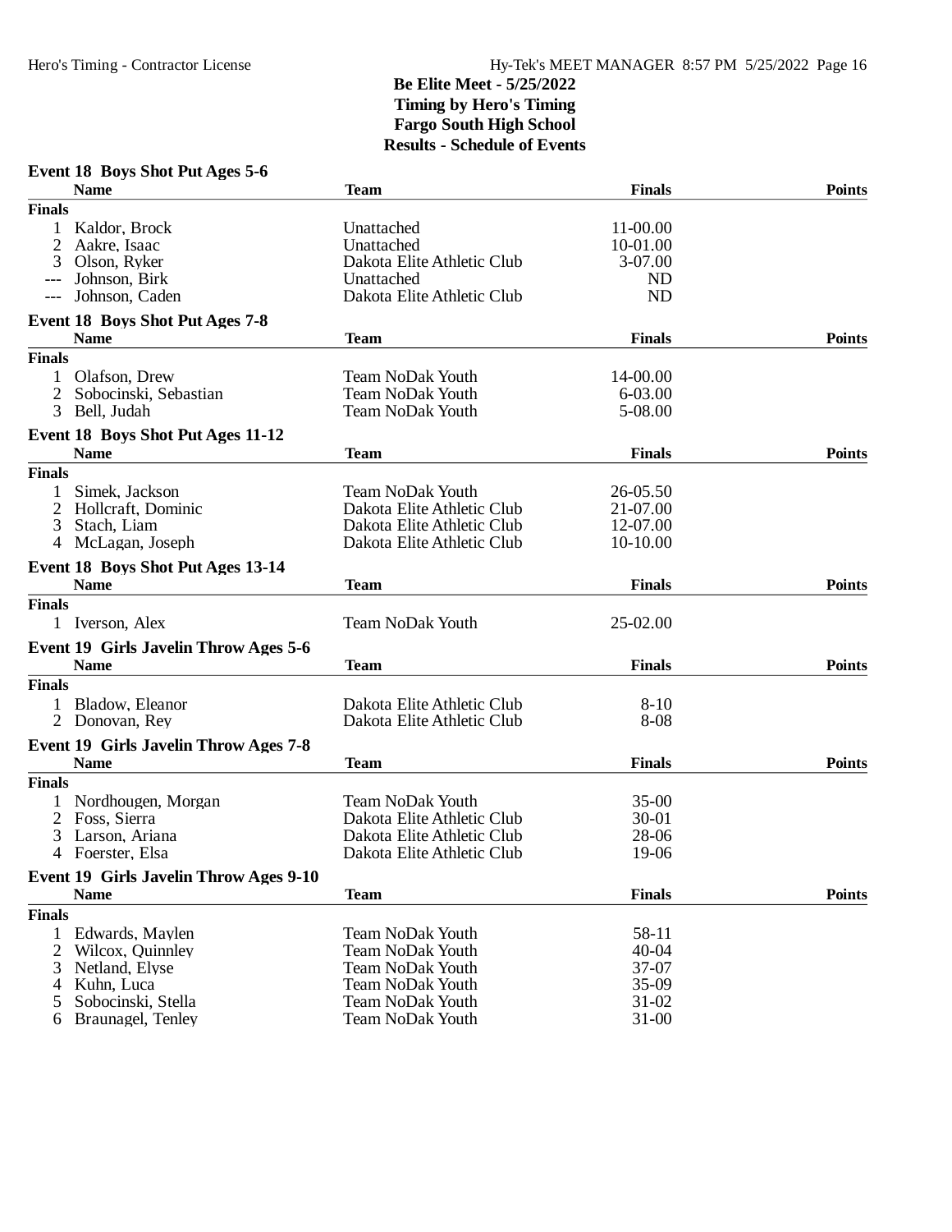## Be Elite Meet - 5/25/2022
## Timing by Hero's Timing
## Fargo South High School
## Results - Schedule of Events

### Event 18 Boys Shot Put Ages 5-6

| | Name | Team | Finals | Points |
|---|---|---|---|---|
| **Finals** | | | | |
| 1 | Kaldor, Brock | Unattached | 11-00.00 | |
| 2 | Aakre, Isaac | Unattached | 10-01.00 | |
| 3 | Olson, Ryker | Dakota Elite Athletic Club | 3-07.00 | |
| --- | Johnson, Birk | Unattached | ND | |
| --- | Johnson, Caden | Dakota Elite Athletic Club | ND | |

### Event 18 Boys Shot Put Ages 7-8

| | Name | Team | Finals | Points |
|---|---|---|---|---|
| **Finals** | | | | |
| 1 | Olafson, Drew | Team NoDak Youth | 14-00.00 | |
| 2 | Sobocinski, Sebastian | Team NoDak Youth | 6-03.00 | |
| 3 | Bell, Judah | Team NoDak Youth | 5-08.00 | |

### Event 18 Boys Shot Put Ages 11-12

| | Name | Team | Finals | Points |
|---|---|---|---|---|
| **Finals** | | | | |
| 1 | Simek, Jackson | Team NoDak Youth | 26-05.50 | |
| 2 | Hollcraft, Dominic | Dakota Elite Athletic Club | 21-07.00 | |
| 3 | Stach, Liam | Dakota Elite Athletic Club | 12-07.00 | |
| 4 | McLagan, Joseph | Dakota Elite Athletic Club | 10-10.00 | |

### Event 18 Boys Shot Put Ages 13-14

| | Name | Team | Finals | Points |
|---|---|---|---|---|
| **Finals** | | | | |
| 1 | Iverson, Alex | Team NoDak Youth | 25-02.00 | |

### Event 19 Girls Javelin Throw Ages 5-6

| | Name | Team | Finals | Points |
|---|---|---|---|---|
| **Finals** | | | | |
| 1 | Bladow, Eleanor | Dakota Elite Athletic Club | 8-10 | |
| 2 | Donovan, Rey | Dakota Elite Athletic Club | 8-08 | |

### Event 19 Girls Javelin Throw Ages 7-8

| | Name | Team | Finals | Points |
|---|---|---|---|---|
| **Finals** | | | | |
| 1 | Nordhougen, Morgan | Team NoDak Youth | 35-00 | |
| 2 | Foss, Sierra | Dakota Elite Athletic Club | 30-01 | |
| 3 | Larson, Ariana | Dakota Elite Athletic Club | 28-06 | |
| 4 | Foerster, Elsa | Dakota Elite Athletic Club | 19-06 | |

### Event 19 Girls Javelin Throw Ages 9-10

| | Name | Team | Finals | Points |
|---|---|---|---|---|
| **Finals** | | | | |
| 1 | Edwards, Maylen | Team NoDak Youth | 58-11 | |
| 2 | Wilcox, Quinnley | Team NoDak Youth | 40-04 | |
| 3 | Netland, Elyse | Team NoDak Youth | 37-07 | |
| 4 | Kuhn, Luca | Team NoDak Youth | 35-09 | |
| 5 | Sobocinski, Stella | Team NoDak Youth | 31-02 | |
| 6 | Braunagel, Tenley | Team NoDak Youth | 31-00 | |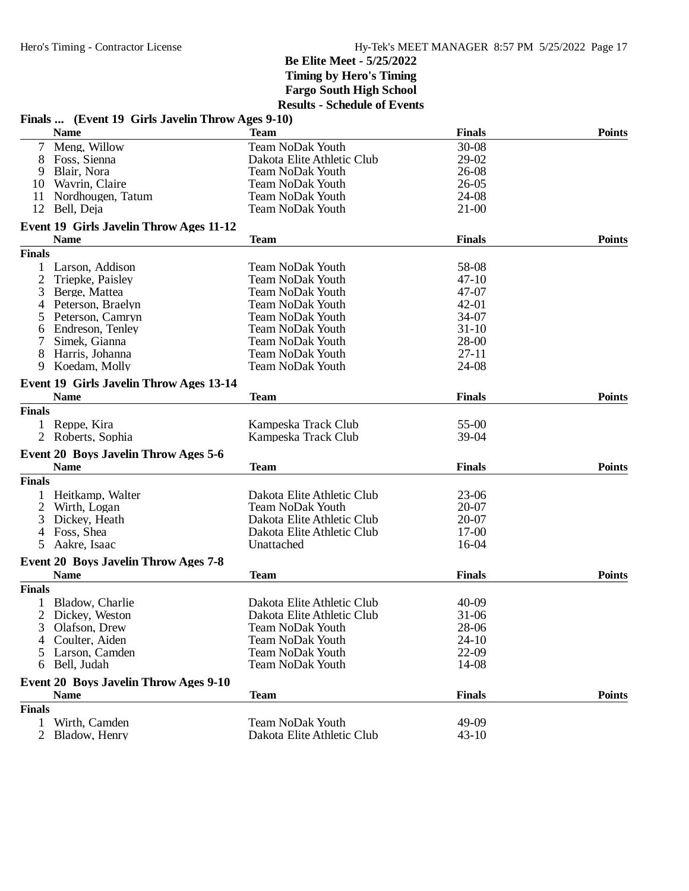## Be Elite Meet - 5/25/2022
**Timing by Hero's Timing**
**Fargo South High School**
**Results - Schedule of Events**

### Finals ... (Event 19 Girls Javelin Throw Ages 9-10)

| | Name | Team | Finals | Points |
|---|---|---|---|---|
| 7 | Meng, Willow | Team NoDak Youth | 30-08 | |
| 8 | Foss, Sienna | Dakota Elite Athletic Club | 29-02 | |
| 9 | Blair, Nora | Team NoDak Youth | 26-08 | |
| 10 | Wavrin, Claire | Team NoDak Youth | 26-05 | |
| 11 | Nordhougen, Tatum | Team NoDak Youth | 24-08 | |
| 12 | Bell, Deja | Team NoDak Youth | 21-00 | |

### Event 19 Girls Javelin Throw Ages 11-12

| | Name | Team | Finals | Points |
|---|---|---|---|---|
| **Finals** | | | | |
| 1 | Larson, Addison | Team NoDak Youth | 58-08 | |
| 2 | Triepke, Paisley | Team NoDak Youth | 47-10 | |
| 3 | Berge, Mattea | Team NoDak Youth | 47-07 | |
| 4 | Peterson, Braelyn | Team NoDak Youth | 42-01 | |
| 5 | Peterson, Camryn | Team NoDak Youth | 34-07 | |
| 6 | Endreson, Tenley | Team NoDak Youth | 31-10 | |
| 7 | Simek, Gianna | Team NoDak Youth | 28-00 | |
| 8 | Harris, Johanna | Team NoDak Youth | 27-11 | |
| 9 | Koedam, Molly | Team NoDak Youth | 24-08 | |

### Event 19 Girls Javelin Throw Ages 13-14

| | Name | Team | Finals | Points |
|---|---|---|---|---|
| **Finals** | | | | |
| 1 | Reppe, Kira | Kampeska Track Club | 55-00 | |
| 2 | Roberts, Sophia | Kampeska Track Club | 39-04 | |

### Event 20 Boys Javelin Throw Ages 5-6

| | Name | Team | Finals | Points |
|---|---|---|---|---|
| **Finals** | | | | |
| 1 | Heitkamp, Walter | Dakota Elite Athletic Club | 23-06 | |
| 2 | Wirth, Logan | Team NoDak Youth | 20-07 | |
| 3 | Dickey, Heath | Dakota Elite Athletic Club | 20-07 | |
| 4 | Foss, Shea | Dakota Elite Athletic Club | 17-00 | |
| 5 | Aakre, Isaac | Unattached | 16-04 | |

### Event 20 Boys Javelin Throw Ages 7-8

| | Name | Team | Finals | Points |
|---|---|---|---|---|
| **Finals** | | | | |
| 1 | Bladow, Charlie | Dakota Elite Athletic Club | 40-09 | |
| 2 | Dickey, Weston | Dakota Elite Athletic Club | 31-06 | |
| 3 | Olafson, Drew | Team NoDak Youth | 28-06 | |
| 4 | Coulter, Aiden | Team NoDak Youth | 24-10 | |
| 5 | Larson, Camden | Team NoDak Youth | 22-09 | |
| 6 | Bell, Judah | Team NoDak Youth | 14-08 | |

### Event 20 Boys Javelin Throw Ages 9-10

| | Name | Team | Finals | Points |
|---|---|---|---|---|
| **Finals** | | | | |
| 1 | Wirth, Camden | Team NoDak Youth | 49-09 | |
| 2 | Bladow, Henry | Dakota Elite Athletic Club | 43-10 | |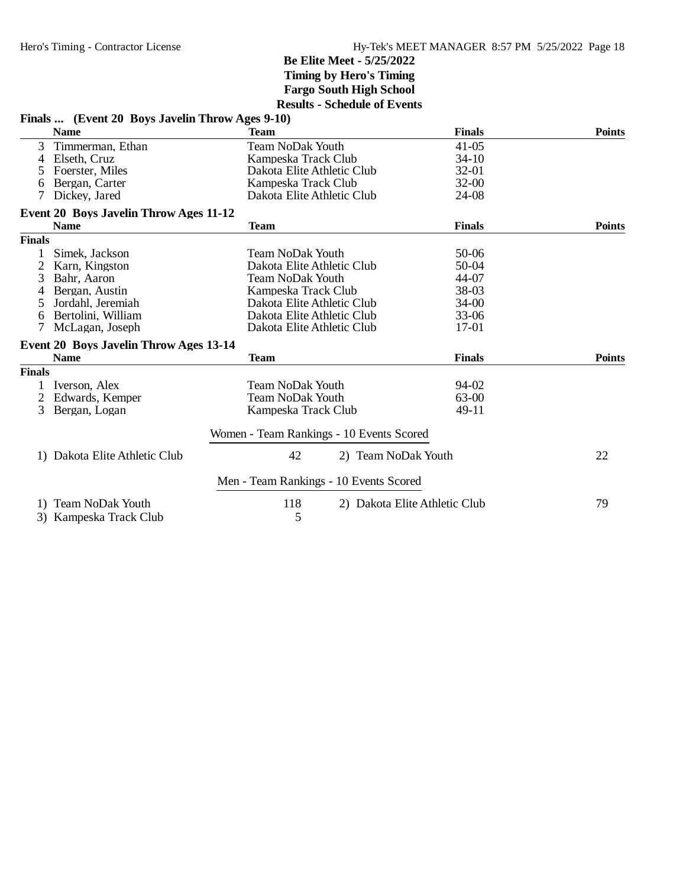**Be Elite Meet - 5/25/2022**
**Timing by Hero's Timing**
**Fargo South High School**
**Results - Schedule of Events**

**Finals ... (Event 20 Boys Javelin Throw Ages 9-10)**

| | Name | Team | Finals | Points |
|---|---|---|---|---|
| 3 | Timmerman, Ethan | Team NoDak Youth | 41-05 | |
| 4 | Elseth, Cruz | Kampeska Track Club | 34-10 | |
| 5 | Foerster, Miles | Dakota Elite Athletic Club | 32-01 | |
| 6 | Bergan, Carter | Kampeska Track Club | 32-00 | |
| 7 | Dickey, Jared | Dakota Elite Athletic Club | 24-08 | |

**Event 20 Boys Javelin Throw Ages 11-12**

| | Name | Team | Finals | Points |
|---|---|---|---|---|
| **Finals** | | | | |
| 1 | Simek, Jackson | Team NoDak Youth | 50-06 | |
| 2 | Karn, Kingston | Dakota Elite Athletic Club | 50-04 | |
| 3 | Bahr, Aaron | Team NoDak Youth | 44-07 | |
| 4 | Bergan, Austin | Kampeska Track Club | 38-03 | |
| 5 | Jordahl, Jeremiah | Dakota Elite Athletic Club | 34-00 | |
| 6 | Bertolini, William | Dakota Elite Athletic Club | 33-06 | |
| 7 | McLagan, Joseph | Dakota Elite Athletic Club | 17-01 | |

**Event 20 Boys Javelin Throw Ages 13-14**

| | Name | Team | Finals | Points |
|---|---|---|---|---|
| **Finals** | | | | |
| 1 | Iverson, Alex | Team NoDak Youth | 94-02 | |
| 2 | Edwards, Kemper | Team NoDak Youth | 63-00 | |
| 3 | Bergan, Logan | Kampeska Track Club | 49-11 | |

Women - Team Rankings - 10 Events Scored

| | | | |
|---|---|---|---|
| 1) Dakota Elite Athletic Club | 42 | 2) Team NoDak Youth | 22 |

Men - Team Rankings - 10 Events Scored

| | | | |
|---|---|---|---|
| 1) Team NoDak Youth | 118 | 2) Dakota Elite Athletic Club | 79 |
| 3) Kampeska Track Club | 5 | | |